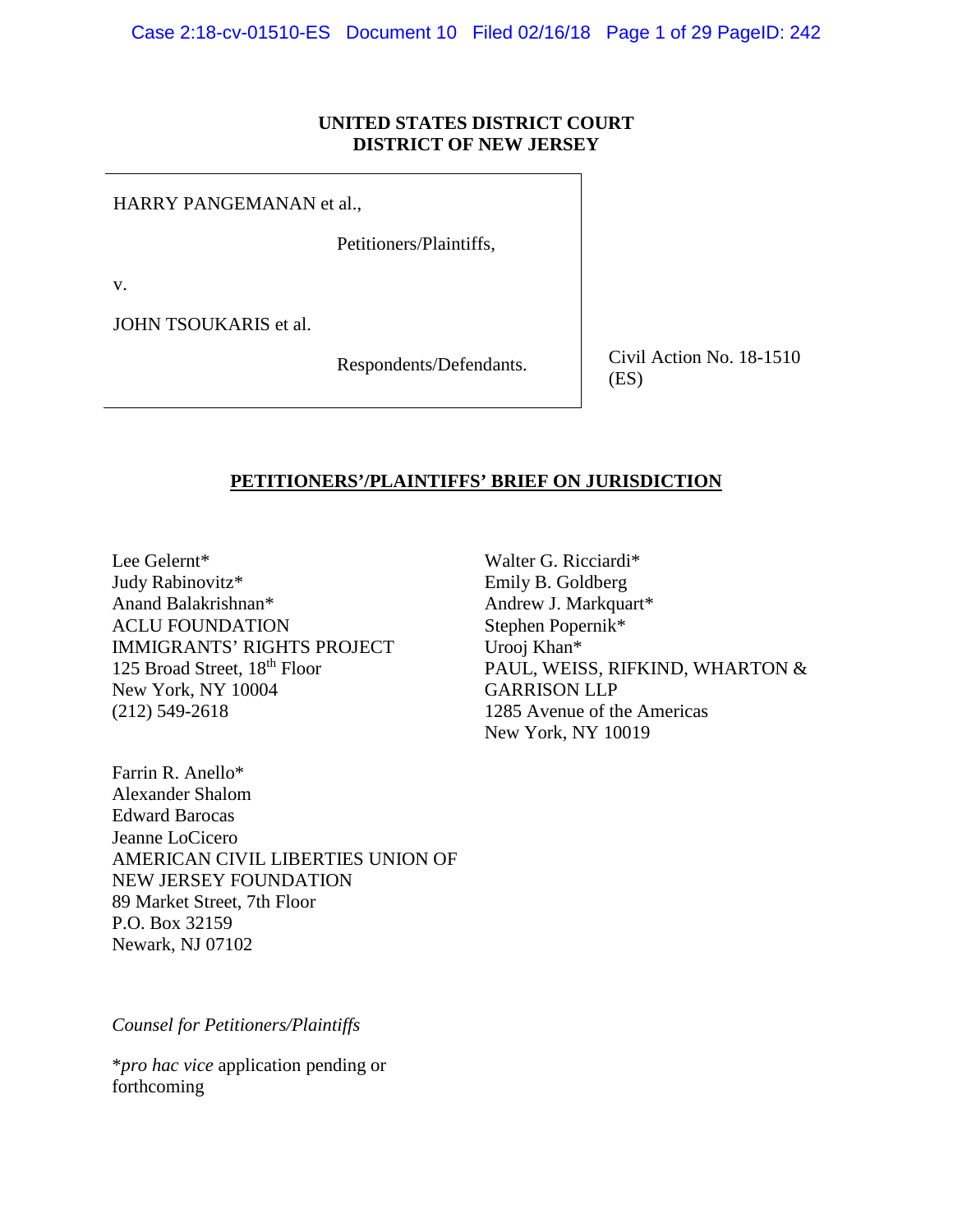**UNITED STATES DISTRICT COURT**
**DISTRICT OF NEW JERSEY**

HARRY PANGEMANAN et al.,

Petitioners/Plaintiffs,

v.

JOHN TSOUKARIS et al.

Respondents/Defendants.

Civil Action No. 18-1510 (ES)

**PETITIONERS'/PLAINTIFFS' BRIEF ON JURISDICTION**

Lee Gelernt*
Judy Rabinovitz*
Anand Balakrishnan*
ACLU FOUNDATION
IMMIGRANTS' RIGHTS PROJECT
125 Broad Street, 18th Floor
New York, NY 10004
(212) 549-2618

Walter G. Ricciardi*
Emily B. Goldberg
Andrew J. Markquart*
Stephen Popernik*
Urooj Khan*
PAUL, WEISS, RIFKIND, WHARTON & GARRISON LLP
1285 Avenue of the Americas
New York, NY 10019

Farrin R. Anello*
Alexander Shalom
Edward Barocas
Jeanne LoCicero
AMERICAN CIVIL LIBERTIES UNION OF NEW JERSEY FOUNDATION
89 Market Street, 7th Floor
P.O. Box 32159
Newark, NJ 07102

*Counsel for Petitioners/Plaintiffs*

\**pro hac vice* application pending or forthcoming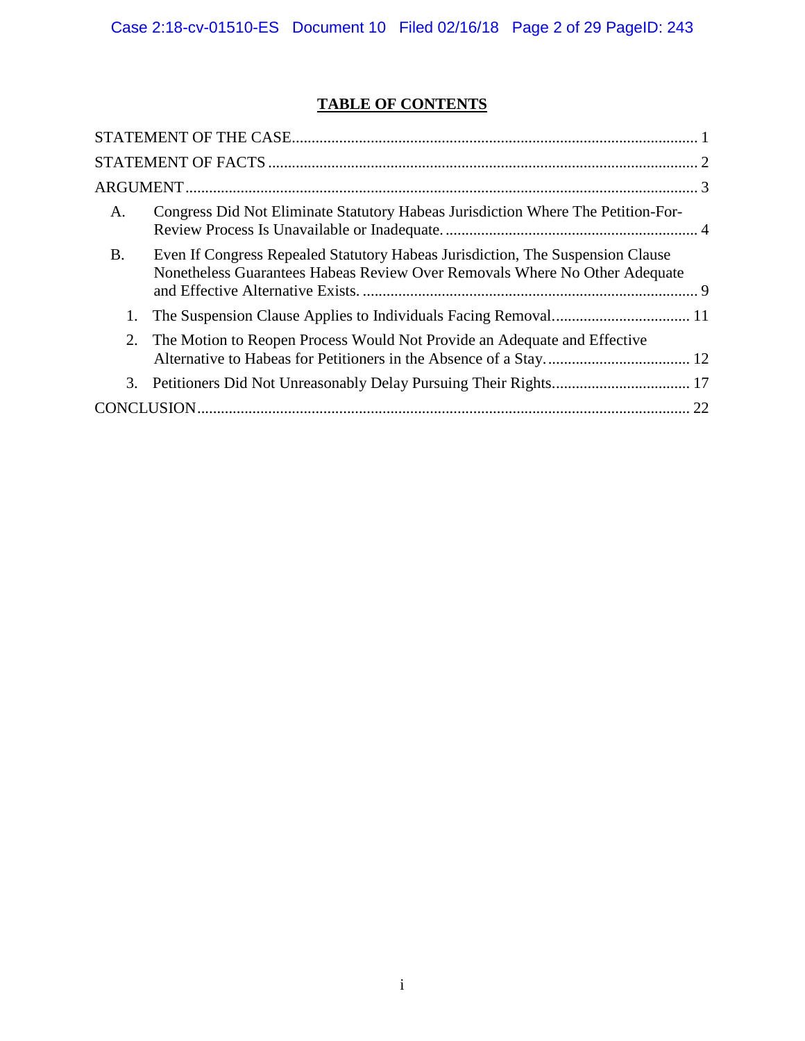## TABLE OF CONTENTS

STATEMENT OF THE CASE ..................................................................................................... 1

STATEMENT OF FACTS ........................................................................................................ 2

ARGUMENT ............................................................................................................................. 3

A. Congress Did Not Eliminate Statutory Habeas Jurisdiction Where The Petition-For-Review Process Is Unavailable or Inadequate. ............................................................... 4

B. Even If Congress Repealed Statutory Habeas Jurisdiction, The Suspension Clause Nonetheless Guarantees Habeas Review Over Removals Where No Other Adequate and Effective Alternative Exists. .................................................................................. 9

1. The Suspension Clause Applies to Individuals Facing Removal.................................. 11

2. The Motion to Reopen Process Would Not Provide an Adequate and Effective Alternative to Habeas for Petitioners in the Absence of a Stay.................................... 12

3. Petitioners Did Not Unreasonably Delay Pursuing Their Rights.................................. 17

CONCLUSION ........................................................................................................................ 22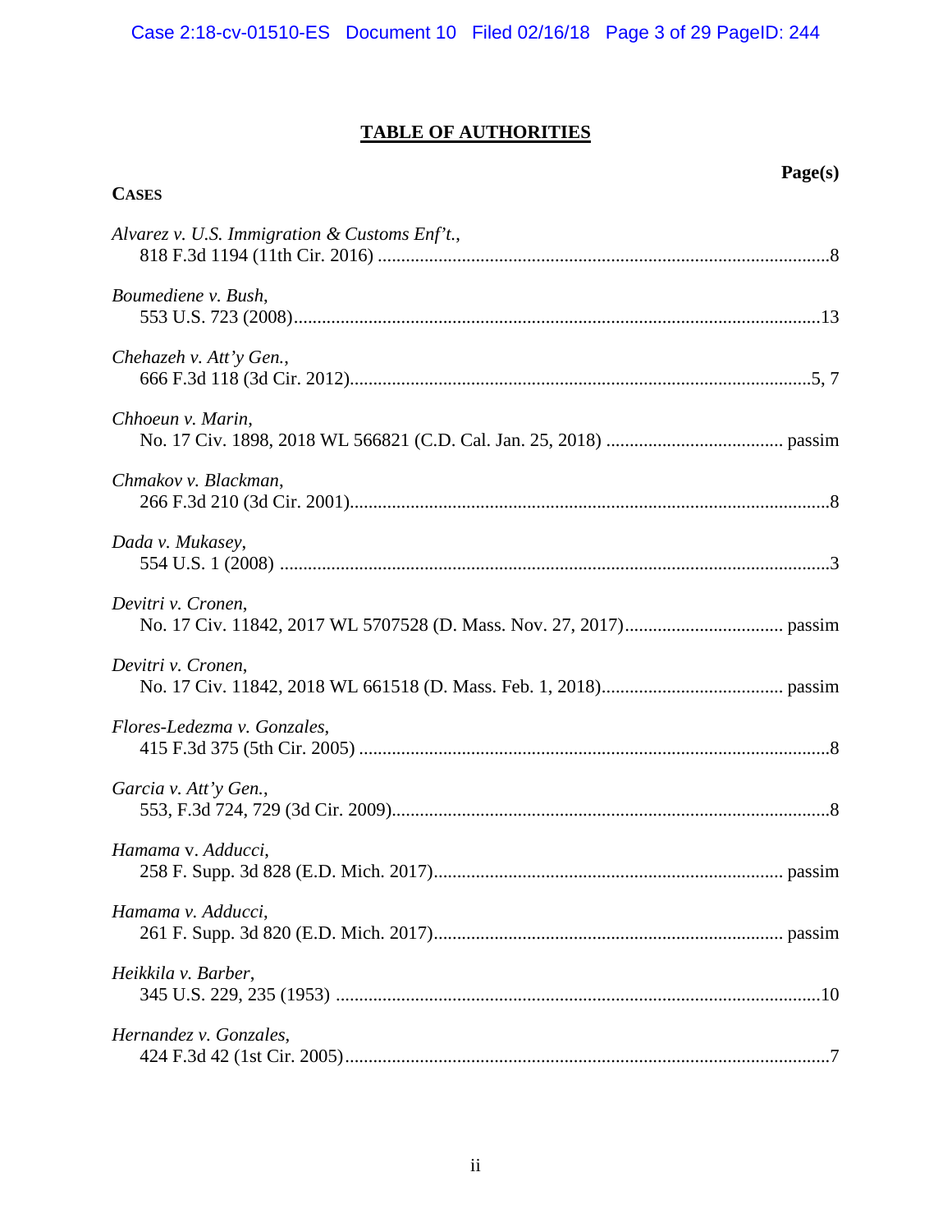# TABLE OF AUTHORITIES

**Page(s)**

**CASES**

*Alvarez v. U.S. Immigration & Customs Enf't.*,
818 F.3d 1194 (11th Cir. 2016) ....................................................................................8

*Boumediene v. Bush*,
553 U.S. 723 (2008)....................................................................................................13

*Chehazeh v. Att'y Gen.*,
666 F.3d 118 (3d Cir. 2012)......................................................................................5, 7

*Chhoeun v. Marin*,
No. 17 Civ. 1898, 2018 WL 566821 (C.D. Cal. Jan. 25, 2018) ...................................... passim

*Chmakov v. Blackman*,
266 F.3d 210 (3d Cir. 2001)..........................................................................................8

*Dada v. Mukasey*,
554 U.S. 1 (2008) .......................................................................................................3

*Devitri v. Cronen*,
No. 17 Civ. 11842, 2017 WL 5707528 (D. Mass. Nov. 27, 2017).................................. passim

*Devitri v. Cronen*,
No. 17 Civ. 11842, 2018 WL 661518 (D. Mass. Feb. 1, 2018)....................................... passim

*Flores-Ledezma v. Gonzales*,
415 F.3d 375 (5th Cir. 2005) ........................................................................................8

*Garcia v. Att'y Gen.*,
553, F.3d 724, 729 (3d Cir. 2009).................................................................................8

*Hamama* v. *Adducci*,
258 F. Supp. 3d 828 (E.D. Mich. 2017)........................................................................... passim

*Hamama v. Adducci*,
261 F. Supp. 3d 820 (E.D. Mich. 2017)........................................................................... passim

*Heikkila v. Barber*,
345 U.S. 229, 235 (1953) ..........................................................................................10

*Hernandez v. Gonzales*,
424 F.3d 42 (1st Cir. 2005)..........................................................................................7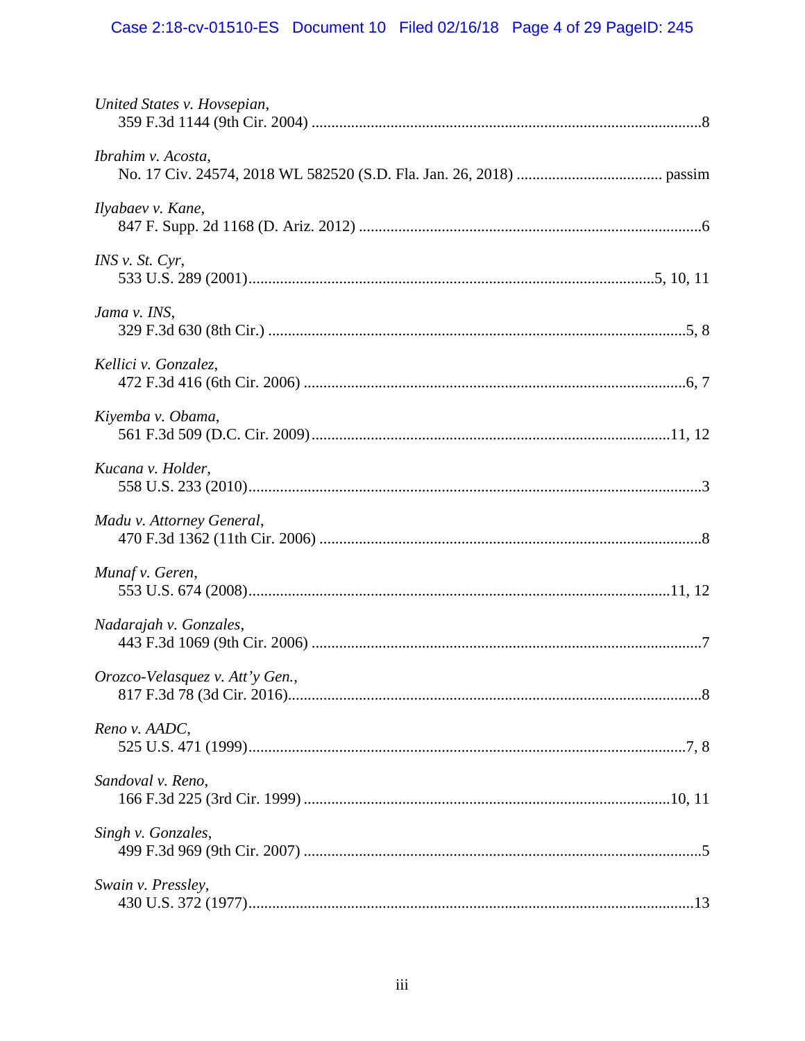*United States v. Hovsepian*,
359 F.3d 1144 (9th Cir. 2004) ....................................................................................................8

*Ibrahim v. Acosta*,
No. 17 Civ. 24574, 2018 WL 582520 (S.D. Fla. Jan. 26, 2018) ..................................... passim

*Ilyabaev v. Kane*,
847 F. Supp. 2d 1168 (D. Ariz. 2012) .......................................................................................6

*INS v. St. Cyr*,
533 U.S. 289 (2001)......................................................................................................5, 10, 11

*Jama v. INS*,
329 F.3d 630 (8th Cir.) ..........................................................................................................5, 8

*Kellici v. Gonzalez*,
472 F.3d 416 (6th Cir. 2006) .................................................................................................6, 7

*Kiyemba v. Obama*,
561 F.3d 509 (D.C. Cir. 2009)..........................................................................................11, 12

*Kucana v. Holder*,
558 U.S. 233 (2010)..................................................................................................................3

*Madu v. Attorney General*,
470 F.3d 1362 (11th Cir. 2006) .................................................................................................8

*Munaf v. Geren*,
553 U.S. 674 (2008)..........................................................................................................11, 12

*Nadarajah v. Gonzales*,
443 F.3d 1069 (9th Cir. 2006) ...................................................................................................7

*Orozco-Velasquez v. Att'y Gen.*,
817 F.3d 78 (3d Cir. 2016).........................................................................................................8

*Reno v. AADC*,
525 U.S. 471 (1999)..............................................................................................................7, 8

*Sandoval v. Reno*,
166 F.3d 225 (3rd Cir. 1999) ............................................................................................10, 11

*Singh v. Gonzales*,
499 F.3d 969 (9th Cir. 2007) ......................................................................................................5

*Swain v. Pressley*,
430 U.S. 372 (1977)................................................................................................................13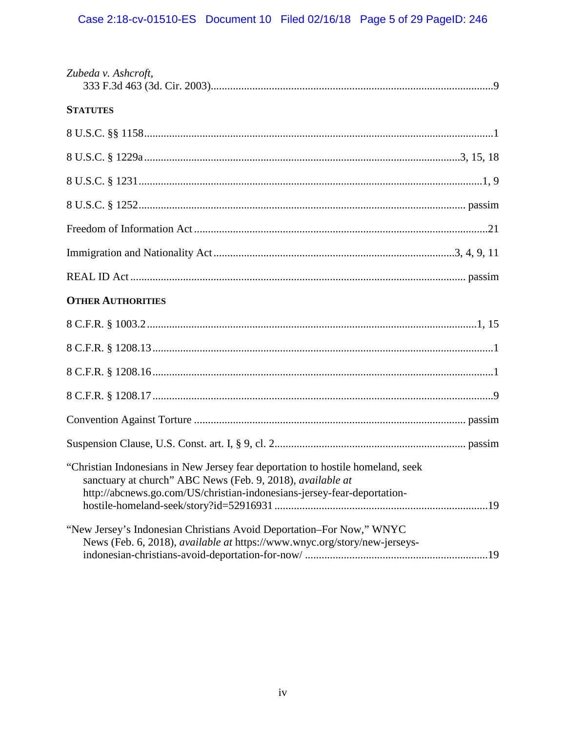*Zubeda v. Ashcroft*,
333 F.3d 463 (3d. Cir. 2003)......................................................................................................9

**STATUTES**

8 U.S.C. §§ 1158.............................................................................................................................1

8 U.S.C. § 1229a ................................................................................................................3, 15, 18

8 U.S.C. § 1231............................................................................................................................1, 9

8 U.S.C. § 1252.................................................................................................................... passim

Freedom of Information Act .........................................................................................................21

Immigration and Nationality Act.......................................................................................3, 4, 9, 11

REAL ID Act........................................................................................................................ passim

**OTHER AUTHORITIES**

8 C.F.R. § 1003.2.......................................................................................................................1, 15

8 C.F.R. § 1208.13..........................................................................................................................1

8 C.F.R. § 1208.16..........................................................................................................................1

8 C.F.R. § 1208.17..........................................................................................................................9

Convention Against Torture ................................................................................................. passim

Suspension Clause, U.S. Const. art. I, § 9, cl. 2..................................................................... passim

"Christian Indonesians in New Jersey fear deportation to hostile homeland, seek sanctuary at church" ABC News (Feb. 9, 2018), *available at* http://abcnews.go.com/US/christian-indonesians-jersey-fear-deportation-hostile-homeland-seek/story?id=52916931 ............................................................................19

"New Jersey's Indonesian Christians Avoid Deportation–For Now," WNYC News (Feb. 6, 2018), *available at* https://www.wnyc.org/story/new-jerseys-indonesian-christians-avoid-deportation-for-now/ .................................................................19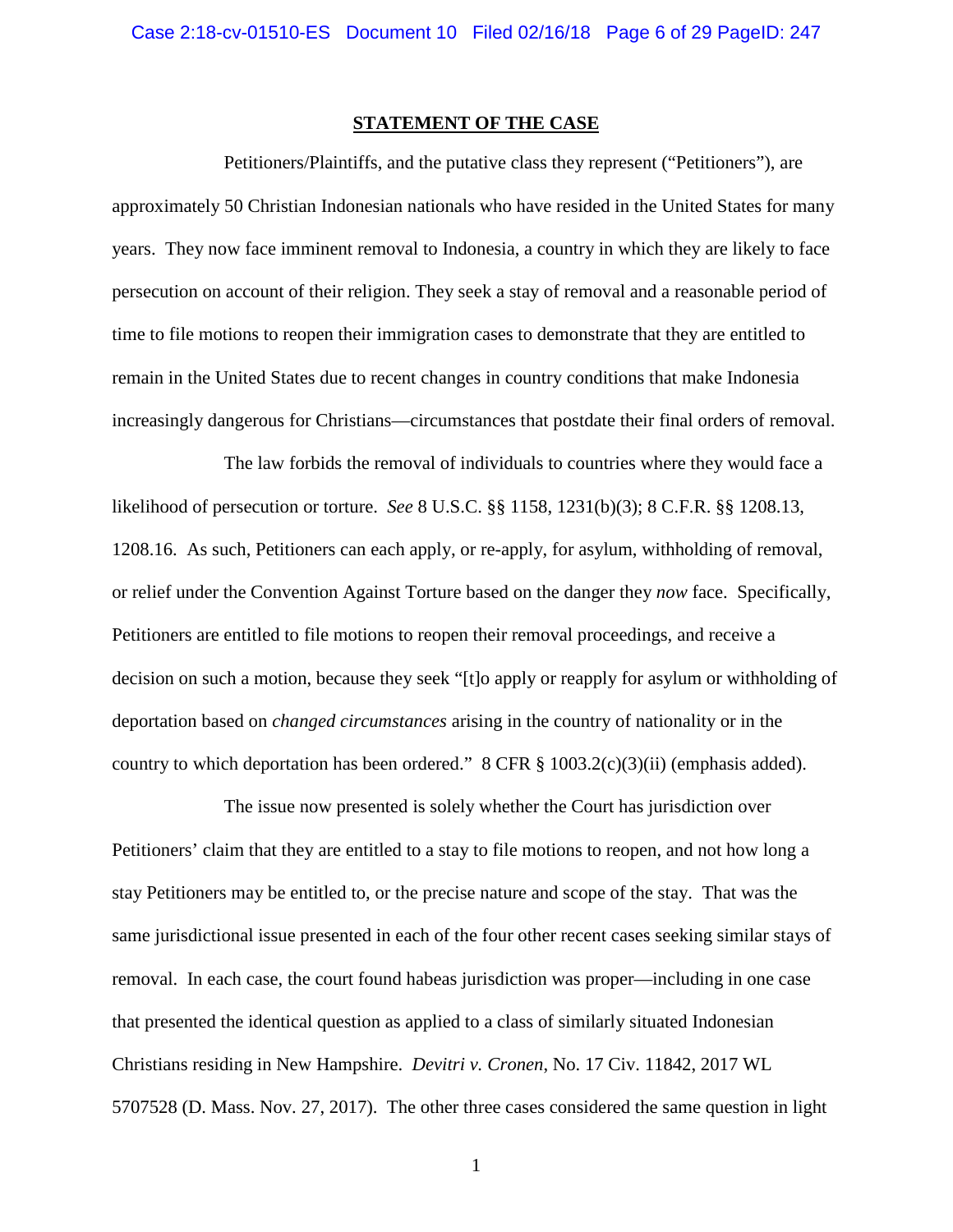## STATEMENT OF THE CASE

Petitioners/Plaintiffs, and the putative class they represent ("Petitioners"), are approximately 50 Christian Indonesian nationals who have resided in the United States for many years. They now face imminent removal to Indonesia, a country in which they are likely to face persecution on account of their religion. They seek a stay of removal and a reasonable period of time to file motions to reopen their immigration cases to demonstrate that they are entitled to remain in the United States due to recent changes in country conditions that make Indonesia increasingly dangerous for Christians—circumstances that postdate their final orders of removal.

The law forbids the removal of individuals to countries where they would face a likelihood of persecution or torture. *See* 8 U.S.C. §§ 1158, 1231(b)(3); 8 C.F.R. §§ 1208.13, 1208.16. As such, Petitioners can each apply, or re-apply, for asylum, withholding of removal, or relief under the Convention Against Torture based on the danger they *now* face. Specifically, Petitioners are entitled to file motions to reopen their removal proceedings, and receive a decision on such a motion, because they seek "[t]o apply or reapply for asylum or withholding of deportation based on *changed circumstances* arising in the country of nationality or in the country to which deportation has been ordered." 8 CFR § 1003.2(c)(3)(ii) (emphasis added).

The issue now presented is solely whether the Court has jurisdiction over Petitioners' claim that they are entitled to a stay to file motions to reopen, and not how long a stay Petitioners may be entitled to, or the precise nature and scope of the stay. That was the same jurisdictional issue presented in each of the four other recent cases seeking similar stays of removal. In each case, the court found habeas jurisdiction was proper—including in one case that presented the identical question as applied to a class of similarly situated Indonesian Christians residing in New Hampshire. *Devitri v. Cronen*, No. 17 Civ. 11842, 2017 WL 5707528 (D. Mass. Nov. 27, 2017). The other three cases considered the same question in light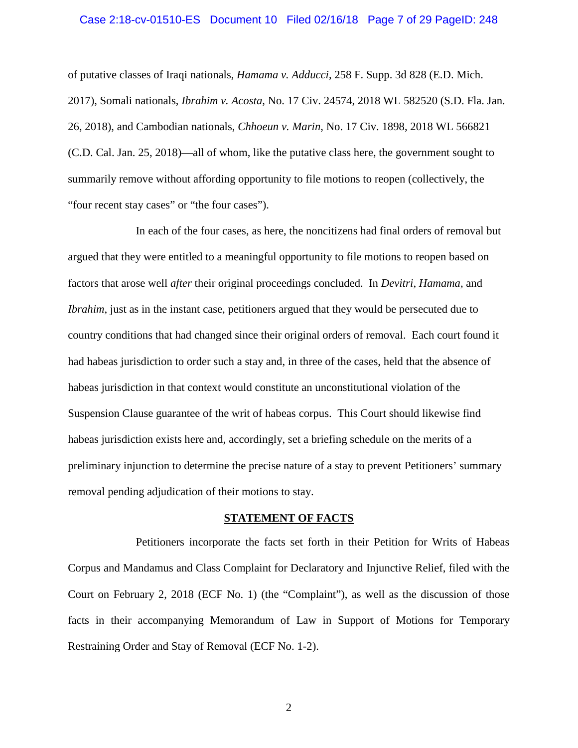of putative classes of Iraqi nationals, *Hamama v. Adducci*, 258 F. Supp. 3d 828 (E.D. Mich. 2017), Somali nationals, *Ibrahim v. Acosta*, No. 17 Civ. 24574, 2018 WL 582520 (S.D. Fla. Jan. 26, 2018), and Cambodian nationals, *Chhoeun v. Marin*, No. 17 Civ. 1898, 2018 WL 566821 (C.D. Cal. Jan. 25, 2018)—all of whom, like the putative class here, the government sought to summarily remove without affording opportunity to file motions to reopen (collectively, the "four recent stay cases" or "the four cases").

In each of the four cases, as here, the noncitizens had final orders of removal but argued that they were entitled to a meaningful opportunity to file motions to reopen based on factors that arose well *after* their original proceedings concluded. In *Devitri*, *Hamama,* and *Ibrahim*, just as in the instant case, petitioners argued that they would be persecuted due to country conditions that had changed since their original orders of removal. Each court found it had habeas jurisdiction to order such a stay and, in three of the cases, held that the absence of habeas jurisdiction in that context would constitute an unconstitutional violation of the Suspension Clause guarantee of the writ of habeas corpus. This Court should likewise find habeas jurisdiction exists here and, accordingly, set a briefing schedule on the merits of a preliminary injunction to determine the precise nature of a stay to prevent Petitioners' summary removal pending adjudication of their motions to stay.

## STATEMENT OF FACTS

Petitioners incorporate the facts set forth in their Petition for Writs of Habeas Corpus and Mandamus and Class Complaint for Declaratory and Injunctive Relief, filed with the Court on February 2, 2018 (ECF No. 1) (the "Complaint"), as well as the discussion of those facts in their accompanying Memorandum of Law in Support of Motions for Temporary Restraining Order and Stay of Removal (ECF No. 1-2).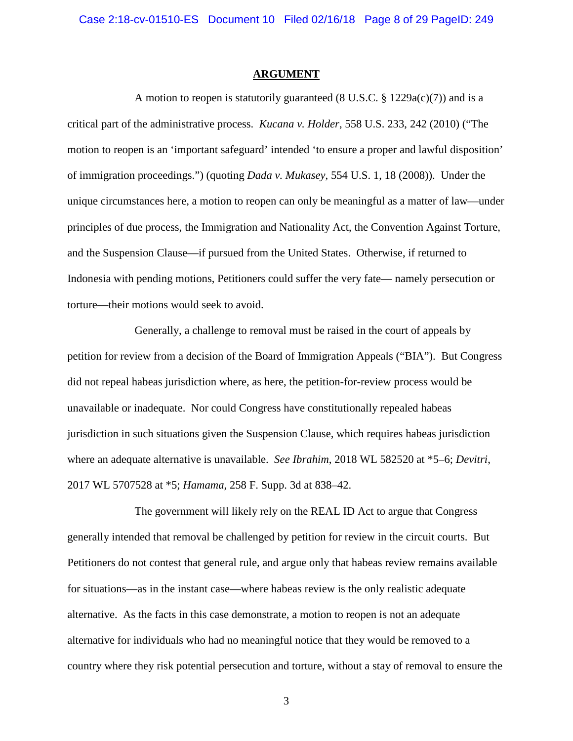## ARGUMENT

A motion to reopen is statutorily guaranteed (8 U.S.C. § 1229a(c)(7)) and is a critical part of the administrative process. *Kucana v. Holder*, 558 U.S. 233, 242 (2010) ("The motion to reopen is an 'important safeguard' intended 'to ensure a proper and lawful disposition' of immigration proceedings.") (quoting *Dada v. Mukasey*, 554 U.S. 1, 18 (2008)). Under the unique circumstances here, a motion to reopen can only be meaningful as a matter of law—under principles of due process, the Immigration and Nationality Act, the Convention Against Torture, and the Suspension Clause—if pursued from the United States. Otherwise, if returned to Indonesia with pending motions, Petitioners could suffer the very fate— namely persecution or torture—their motions would seek to avoid.

Generally, a challenge to removal must be raised in the court of appeals by petition for review from a decision of the Board of Immigration Appeals ("BIA"). But Congress did not repeal habeas jurisdiction where, as here, the petition-for-review process would be unavailable or inadequate. Nor could Congress have constitutionally repealed habeas jurisdiction in such situations given the Suspension Clause, which requires habeas jurisdiction where an adequate alternative is unavailable. *See Ibrahim*, 2018 WL 582520 at \*5–6; *Devitri*, 2017 WL 5707528 at \*5; *Hamama*, 258 F. Supp. 3d at 838–42.

The government will likely rely on the REAL ID Act to argue that Congress generally intended that removal be challenged by petition for review in the circuit courts. But Petitioners do not contest that general rule, and argue only that habeas review remains available for situations—as in the instant case—where habeas review is the only realistic adequate alternative. As the facts in this case demonstrate, a motion to reopen is not an adequate alternative for individuals who had no meaningful notice that they would be removed to a country where they risk potential persecution and torture, without a stay of removal to ensure the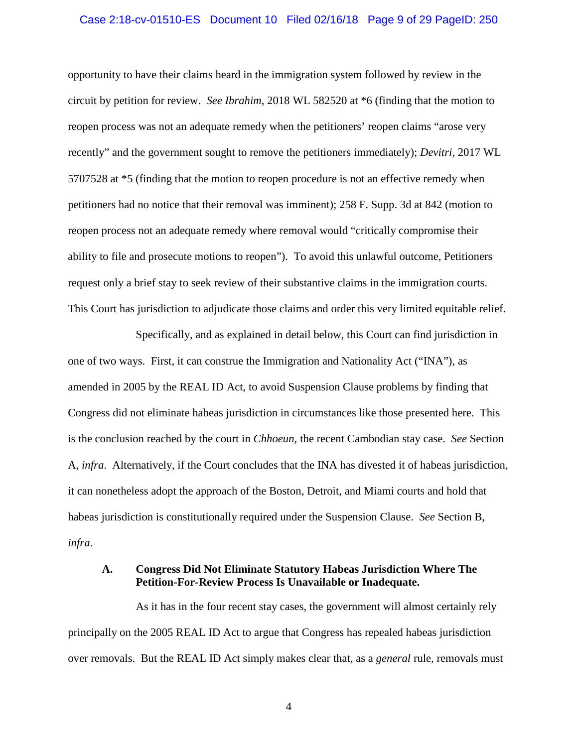opportunity to have their claims heard in the immigration system followed by review in the circuit by petition for review. *See Ibrahim*, 2018 WL 582520 at *6 (finding that the motion to reopen process was not an adequate remedy when the petitioners' reopen claims "arose very recently" and the government sought to remove the petitioners immediately); *Devitri*, 2017 WL 5707528 at *5 (finding that the motion to reopen procedure is not an effective remedy when petitioners had no notice that their removal was imminent); 258 F. Supp. 3d at 842 (motion to reopen process not an adequate remedy where removal would "critically compromise their ability to file and prosecute motions to reopen"). To avoid this unlawful outcome, Petitioners request only a brief stay to seek review of their substantive claims in the immigration courts. This Court has jurisdiction to adjudicate those claims and order this very limited equitable relief.

Specifically, and as explained in detail below, this Court can find jurisdiction in one of two ways. First, it can construe the Immigration and Nationality Act ("INA"), as amended in 2005 by the REAL ID Act, to avoid Suspension Clause problems by finding that Congress did not eliminate habeas jurisdiction in circumstances like those presented here. This is the conclusion reached by the court in *Chhoeun*, the recent Cambodian stay case. *See* Section A, *infra*. Alternatively, if the Court concludes that the INA has divested it of habeas jurisdiction, it can nonetheless adopt the approach of the Boston, Detroit, and Miami courts and hold that habeas jurisdiction is constitutionally required under the Suspension Clause. *See* Section B, *infra*.

### A. Congress Did Not Eliminate Statutory Habeas Jurisdiction Where The Petition-For-Review Process Is Unavailable or Inadequate.

As it has in the four recent stay cases, the government will almost certainly rely principally on the 2005 REAL ID Act to argue that Congress has repealed habeas jurisdiction over removals. But the REAL ID Act simply makes clear that, as a *general* rule, removals must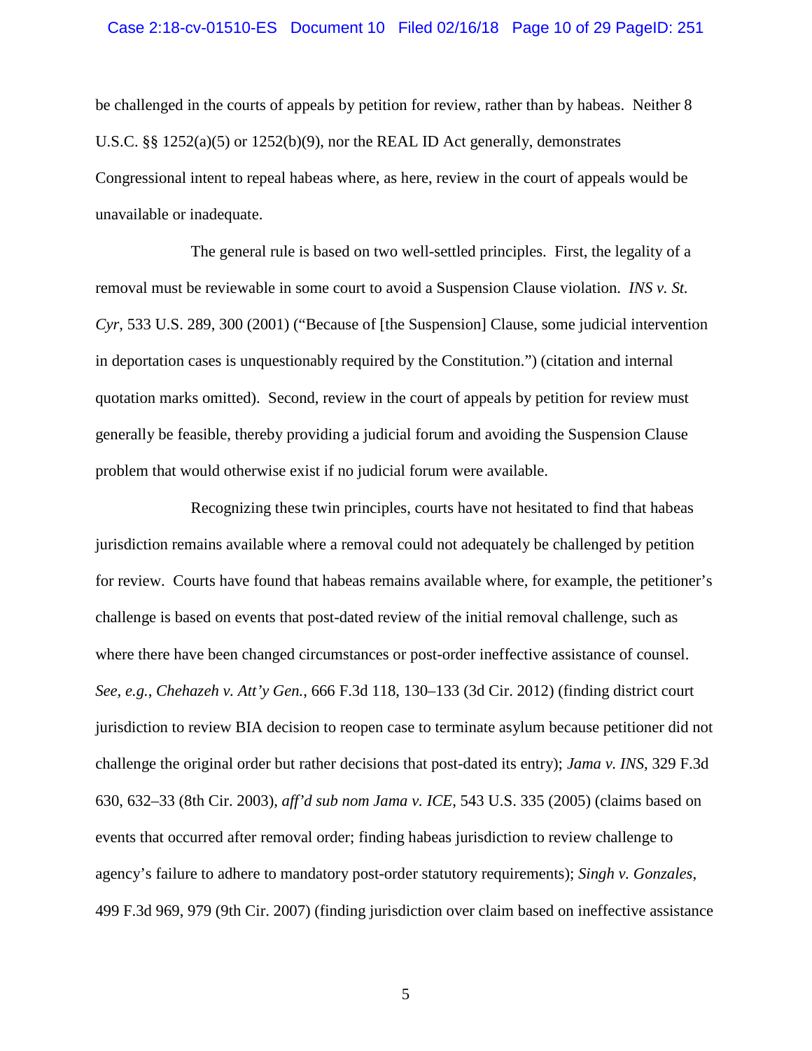be challenged in the courts of appeals by petition for review, rather than by habeas. Neither 8 U.S.C. §§ 1252(a)(5) or 1252(b)(9), nor the REAL ID Act generally, demonstrates Congressional intent to repeal habeas where, as here, review in the court of appeals would be unavailable or inadequate.

The general rule is based on two well-settled principles. First, the legality of a removal must be reviewable in some court to avoid a Suspension Clause violation. *INS v. St. Cyr*, 533 U.S. 289, 300 (2001) ("Because of [the Suspension] Clause, some judicial intervention in deportation cases is unquestionably required by the Constitution.") (citation and internal quotation marks omitted). Second, review in the court of appeals by petition for review must generally be feasible, thereby providing a judicial forum and avoiding the Suspension Clause problem that would otherwise exist if no judicial forum were available.

Recognizing these twin principles, courts have not hesitated to find that habeas jurisdiction remains available where a removal could not adequately be challenged by petition for review. Courts have found that habeas remains available where, for example, the petitioner's challenge is based on events that post-dated review of the initial removal challenge, such as where there have been changed circumstances or post-order ineffective assistance of counsel. *See, e.g.*, *Chehazeh v. Att'y Gen.*, 666 F.3d 118, 130–133 (3d Cir. 2012) (finding district court jurisdiction to review BIA decision to reopen case to terminate asylum because petitioner did not challenge the original order but rather decisions that post-dated its entry); *Jama v. INS*, 329 F.3d 630, 632–33 (8th Cir. 2003), *aff'd sub nom Jama v. ICE*, 543 U.S. 335 (2005) (claims based on events that occurred after removal order; finding habeas jurisdiction to review challenge to agency's failure to adhere to mandatory post-order statutory requirements); *Singh v. Gonzales*, 499 F.3d 969, 979 (9th Cir. 2007) (finding jurisdiction over claim based on ineffective assistance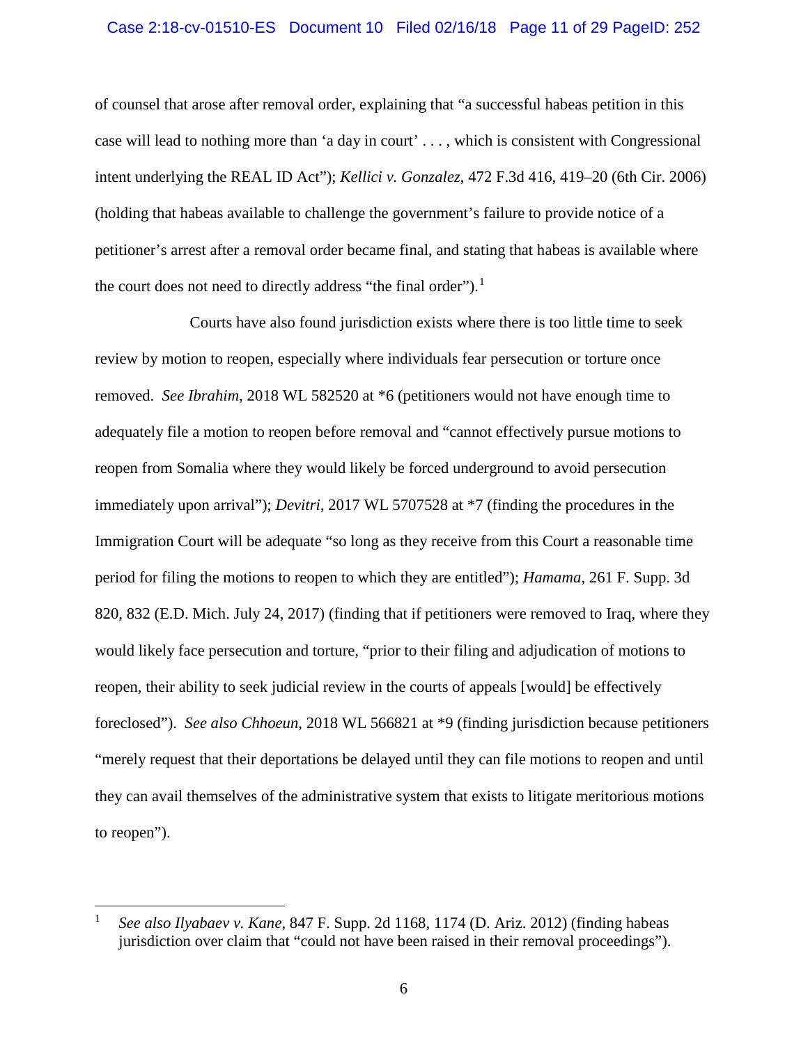of counsel that arose after removal order, explaining that "a successful habeas petition in this case will lead to nothing more than 'a day in court' . . . , which is consistent with Congressional intent underlying the REAL ID Act"); *Kellici v. Gonzalez*, 472 F.3d 416, 419–20 (6th Cir. 2006) (holding that habeas available to challenge the government's failure to provide notice of a petitioner's arrest after a removal order became final, and stating that habeas is available where the court does not need to directly address "the final order").[1]

Courts have also found jurisdiction exists where there is too little time to seek review by motion to reopen, especially where individuals fear persecution or torture once removed. *See Ibrahim*, 2018 WL 582520 at *6 (petitioners would not have enough time to adequately file a motion to reopen before removal and "cannot effectively pursue motions to reopen from Somalia where they would likely be forced underground to avoid persecution immediately upon arrival"); *Devitri*, 2017 WL 5707528 at *7 (finding the procedures in the Immigration Court will be adequate "so long as they receive from this Court a reasonable time period for filing the motions to reopen to which they are entitled"); *Hamama*, 261 F. Supp. 3d 820, 832 (E.D. Mich. July 24, 2017) (finding that if petitioners were removed to Iraq, where they would likely face persecution and torture, "prior to their filing and adjudication of motions to reopen, their ability to seek judicial review in the courts of appeals [would] be effectively foreclosed"). *See also Chhoeun*, 2018 WL 566821 at *9 (finding jurisdiction because petitioners "merely request that their deportations be delayed until they can file motions to reopen and until they can avail themselves of the administrative system that exists to litigate meritorious motions to reopen").

---

[1] *See also Ilyabaev v. Kane*, 847 F. Supp. 2d 1168, 1174 (D. Ariz. 2012) (finding habeas jurisdiction over claim that "could not have been raised in their removal proceedings").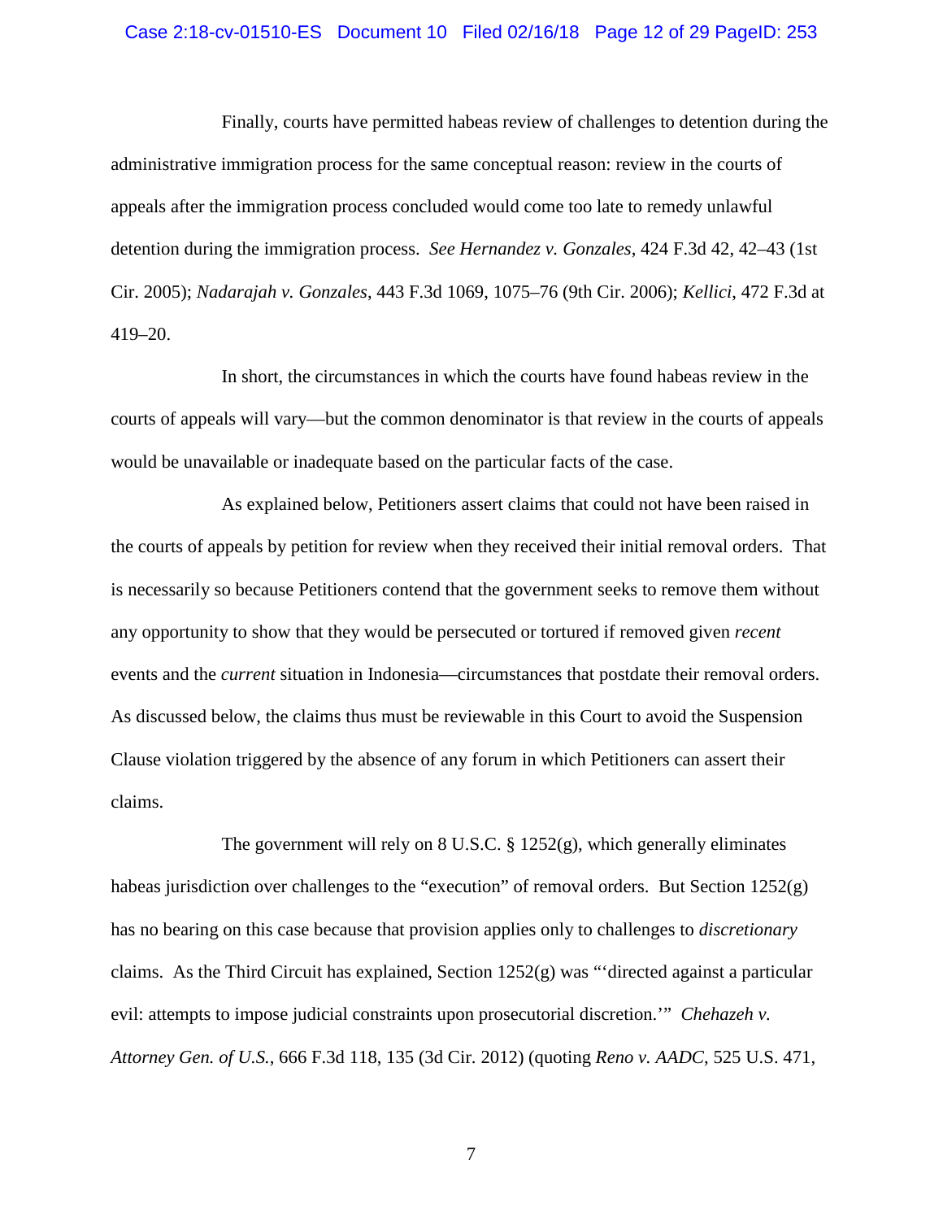Finally, courts have permitted habeas review of challenges to detention during the administrative immigration process for the same conceptual reason: review in the courts of appeals after the immigration process concluded would come too late to remedy unlawful detention during the immigration process. *See Hernandez v. Gonzales*, 424 F.3d 42, 42–43 (1st Cir. 2005); *Nadarajah v. Gonzales*, 443 F.3d 1069, 1075–76 (9th Cir. 2006); *Kellici*, 472 F.3d at 419–20.

In short, the circumstances in which the courts have found habeas review in the courts of appeals will vary—but the common denominator is that review in the courts of appeals would be unavailable or inadequate based on the particular facts of the case.

As explained below, Petitioners assert claims that could not have been raised in the courts of appeals by petition for review when they received their initial removal orders. That is necessarily so because Petitioners contend that the government seeks to remove them without any opportunity to show that they would be persecuted or tortured if removed given *recent* events and the *current* situation in Indonesia—circumstances that postdate their removal orders. As discussed below, the claims thus must be reviewable in this Court to avoid the Suspension Clause violation triggered by the absence of any forum in which Petitioners can assert their claims.

The government will rely on 8 U.S.C. § 1252(g), which generally eliminates habeas jurisdiction over challenges to the "execution" of removal orders. But Section 1252(g) has no bearing on this case because that provision applies only to challenges to *discretionary* claims. As the Third Circuit has explained, Section 1252(g) was "'directed against a particular evil: attempts to impose judicial constraints upon prosecutorial discretion.'" *Chehazeh v. Attorney Gen. of U.S.*, 666 F.3d 118, 135 (3d Cir. 2012) (quoting *Reno v. AADC*, 525 U.S. 471,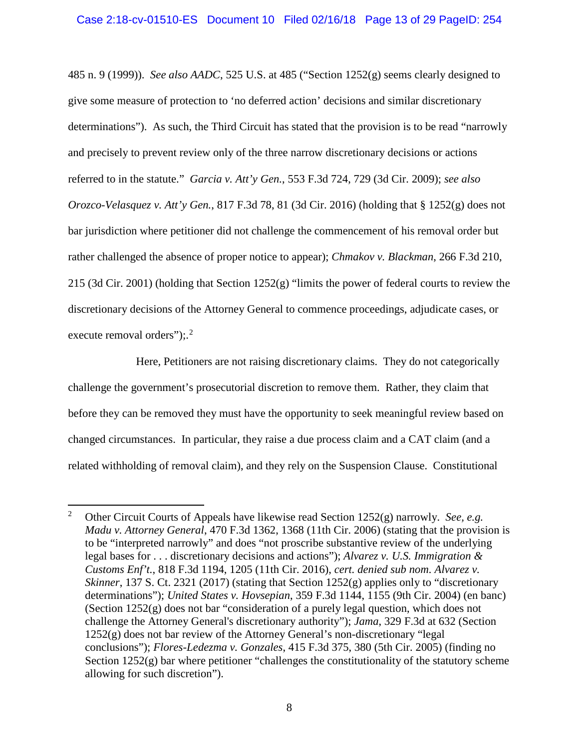485 n. 9 (1999)). *See also AADC*, 525 U.S. at 485 ("Section 1252(g) seems clearly designed to give some measure of protection to 'no deferred action' decisions and similar discretionary determinations"). As such, the Third Circuit has stated that the provision is to be read "narrowly and precisely to prevent review only of the three narrow discretionary decisions or actions referred to in the statute." *Garcia v. Att'y Gen.*, 553 F.3d 724, 729 (3d Cir. 2009); *see also Orozco-Velasquez v. Att'y Gen.*, 817 F.3d 78, 81 (3d Cir. 2016) (holding that § 1252(g) does not bar jurisdiction where petitioner did not challenge the commencement of his removal order but rather challenged the absence of proper notice to appear); *Chmakov v. Blackman*, 266 F.3d 210, 215 (3d Cir. 2001) (holding that Section 1252(g) "limits the power of federal courts to review the discretionary decisions of the Attorney General to commence proceedings, adjudicate cases, or execute removal orders");.[2]

Here, Petitioners are not raising discretionary claims. They do not categorically challenge the government's prosecutorial discretion to remove them. Rather, they claim that before they can be removed they must have the opportunity to seek meaningful review based on changed circumstances. In particular, they raise a due process claim and a CAT claim (and a related withholding of removal claim), and they rely on the Suspension Clause. Constitutional

---

[2] Other Circuit Courts of Appeals have likewise read Section 1252(g) narrowly. *See, e.g. Madu v. Attorney General*, 470 F.3d 1362, 1368 (11th Cir. 2006) (stating that the provision is to be "interpreted narrowly" and does "not proscribe substantive review of the underlying legal bases for . . . discretionary decisions and actions"); *Alvarez v. U.S. Immigration & Customs Enf't.*, 818 F.3d 1194, 1205 (11th Cir. 2016), *cert. denied sub nom. Alvarez v. Skinner*, 137 S. Ct. 2321 (2017) (stating that Section 1252(g) applies only to "discretionary determinations"); *United States v. Hovsepian*, 359 F.3d 1144, 1155 (9th Cir. 2004) (en banc) (Section 1252(g) does not bar "consideration of a purely legal question, which does not challenge the Attorney General's discretionary authority"); *Jama*, 329 F.3d at 632 (Section 1252(g) does not bar review of the Attorney General's non-discretionary "legal conclusions"); *Flores-Ledezma v. Gonzales*, 415 F.3d 375, 380 (5th Cir. 2005) (finding no Section 1252(g) bar where petitioner "challenges the constitutionality of the statutory scheme allowing for such discretion").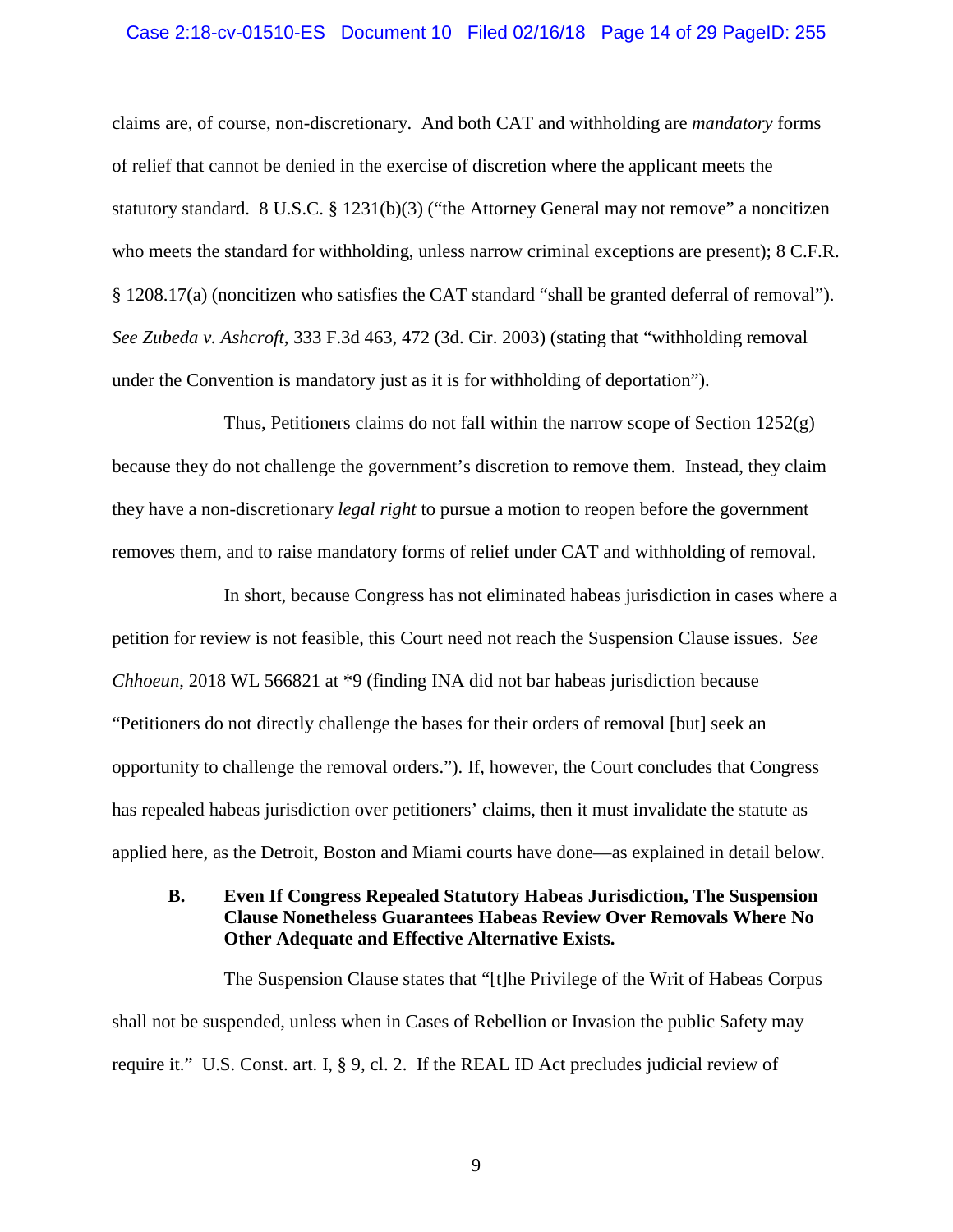claims are, of course, non-discretionary. And both CAT and withholding are *mandatory* forms of relief that cannot be denied in the exercise of discretion where the applicant meets the statutory standard. 8 U.S.C. § 1231(b)(3) ("the Attorney General may not remove" a noncitizen who meets the standard for withholding, unless narrow criminal exceptions are present); 8 C.F.R. § 1208.17(a) (noncitizen who satisfies the CAT standard "shall be granted deferral of removal"). *See Zubeda v. Ashcroft*, 333 F.3d 463, 472 (3d. Cir. 2003) (stating that "withholding removal under the Convention is mandatory just as it is for withholding of deportation").

Thus, Petitioners claims do not fall within the narrow scope of Section 1252(g) because they do not challenge the government's discretion to remove them. Instead, they claim they have a non-discretionary *legal right* to pursue a motion to reopen before the government removes them, and to raise mandatory forms of relief under CAT and withholding of removal.

In short, because Congress has not eliminated habeas jurisdiction in cases where a petition for review is not feasible, this Court need not reach the Suspension Clause issues. *See Chhoeun*, 2018 WL 566821 at *9 (finding INA did not bar habeas jurisdiction because "Petitioners do not directly challenge the bases for their orders of removal [but] seek an opportunity to challenge the removal orders."). If, however, the Court concludes that Congress has repealed habeas jurisdiction over petitioners' claims, then it must invalidate the statute as applied here, as the Detroit, Boston and Miami courts have done—as explained in detail below.

### B. Even If Congress Repealed Statutory Habeas Jurisdiction, The Suspension Clause Nonetheless Guarantees Habeas Review Over Removals Where No Other Adequate and Effective Alternative Exists.

The Suspension Clause states that "[t]he Privilege of the Writ of Habeas Corpus shall not be suspended, unless when in Cases of Rebellion or Invasion the public Safety may require it." U.S. Const. art. I, § 9, cl. 2. If the REAL ID Act precludes judicial review of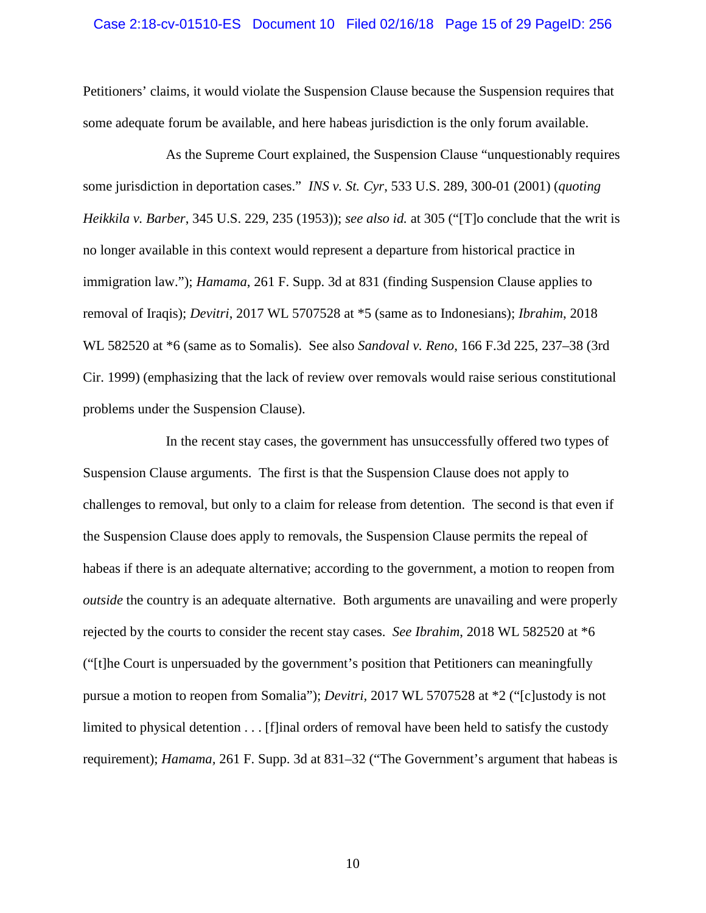Petitioners' claims, it would violate the Suspension Clause because the Suspension requires that some adequate forum be available, and here habeas jurisdiction is the only forum available.

As the Supreme Court explained, the Suspension Clause "unquestionably requires some jurisdiction in deportation cases." *INS v. St. Cyr*, 533 U.S. 289, 300-01 (2001) (*quoting Heikkila v. Barber*, 345 U.S. 229, 235 (1953)); *see also id.* at 305 ("[T]o conclude that the writ is no longer available in this context would represent a departure from historical practice in immigration law."); *Hamama*, 261 F. Supp. 3d at 831 (finding Suspension Clause applies to removal of Iraqis); *Devitri*, 2017 WL 5707528 at *5 (same as to Indonesians); *Ibrahim*, 2018 WL 582520 at *6 (same as to Somalis). See also *Sandoval v. Reno*, 166 F.3d 225, 237–38 (3rd Cir. 1999) (emphasizing that the lack of review over removals would raise serious constitutional problems under the Suspension Clause).

In the recent stay cases, the government has unsuccessfully offered two types of Suspension Clause arguments. The first is that the Suspension Clause does not apply to challenges to removal, but only to a claim for release from detention. The second is that even if the Suspension Clause does apply to removals, the Suspension Clause permits the repeal of habeas if there is an adequate alternative; according to the government, a motion to reopen from *outside* the country is an adequate alternative. Both arguments are unavailing and were properly rejected by the courts to consider the recent stay cases. *See Ibrahim*, 2018 WL 582520 at *6 ("[t]he Court is unpersuaded by the government's position that Petitioners can meaningfully pursue a motion to reopen from Somalia"); *Devitri*, 2017 WL 5707528 at *2 ("[c]ustody is not limited to physical detention . . . [f]inal orders of removal have been held to satisfy the custody requirement); *Hamama*, 261 F. Supp. 3d at 831–32 ("The Government's argument that habeas is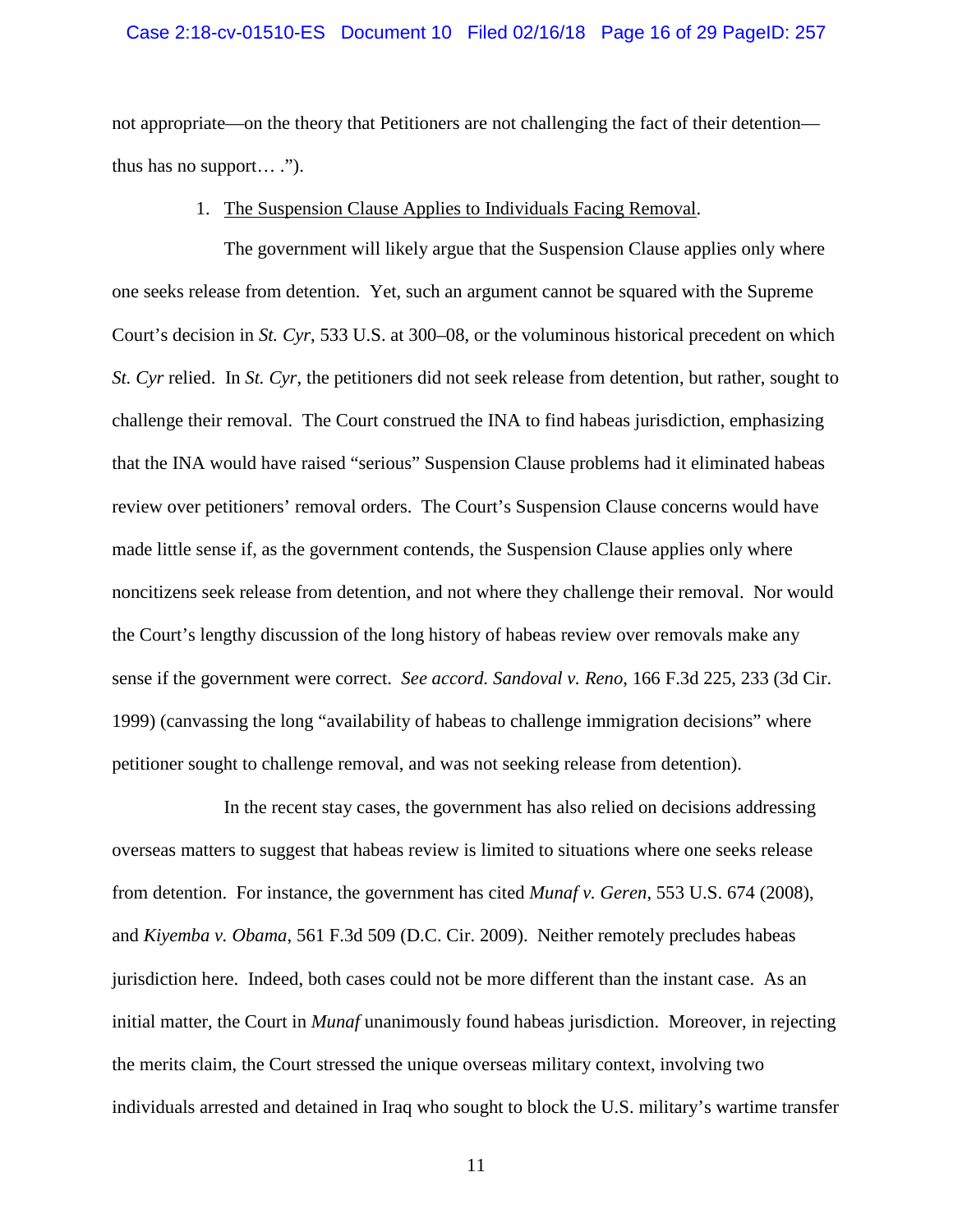not appropriate—on the theory that Petitioners are not challenging the fact of their detention—thus has no support… .").

1. <u>The Suspension Clause Applies to Individuals Facing Removal</u>.

The government will likely argue that the Suspension Clause applies only where one seeks release from detention. Yet, such an argument cannot be squared with the Supreme Court's decision in *St. Cyr*, 533 U.S. at 300–08, or the voluminous historical precedent on which *St. Cyr* relied. In *St. Cyr*, the petitioners did not seek release from detention, but rather, sought to challenge their removal. The Court construed the INA to find habeas jurisdiction, emphasizing that the INA would have raised "serious" Suspension Clause problems had it eliminated habeas review over petitioners' removal orders. The Court's Suspension Clause concerns would have made little sense if, as the government contends, the Suspension Clause applies only where noncitizens seek release from detention, and not where they challenge their removal. Nor would the Court's lengthy discussion of the long history of habeas review over removals make any sense if the government were correct. *See accord. Sandoval v. Reno*, 166 F.3d 225, 233 (3d Cir. 1999) (canvassing the long "availability of habeas to challenge immigration decisions" where petitioner sought to challenge removal, and was not seeking release from detention).

In the recent stay cases, the government has also relied on decisions addressing overseas matters to suggest that habeas review is limited to situations where one seeks release from detention. For instance, the government has cited *Munaf v. Geren*, 553 U.S. 674 (2008), and *Kiyemba v. Obama*, 561 F.3d 509 (D.C. Cir. 2009). Neither remotely precludes habeas jurisdiction here. Indeed, both cases could not be more different than the instant case. As an initial matter, the Court in *Munaf* unanimously found habeas jurisdiction. Moreover, in rejecting the merits claim, the Court stressed the unique overseas military context, involving two individuals arrested and detained in Iraq who sought to block the U.S. military's wartime transfer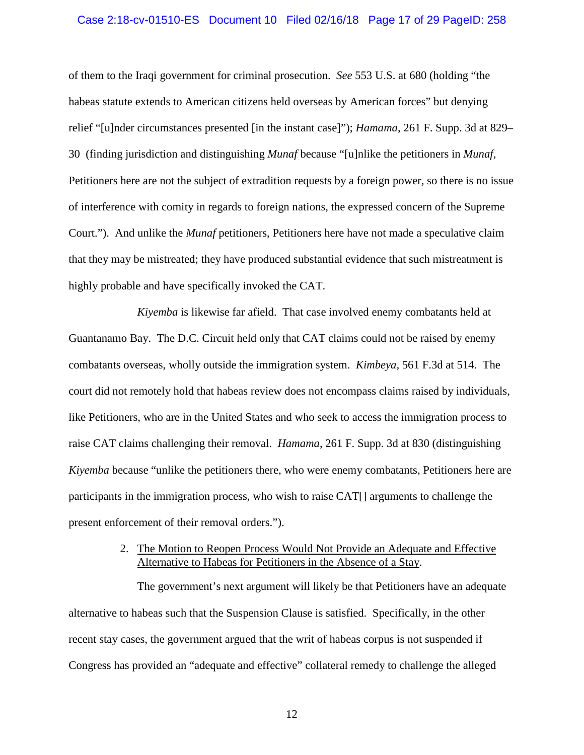of them to the Iraqi government for criminal prosecution. *See* 553 U.S. at 680 (holding "the habeas statute extends to American citizens held overseas by American forces" but denying relief "[u]nder circumstances presented [in the instant case]"); *Hamama*, 261 F. Supp. 3d at 829–30 (finding jurisdiction and distinguishing *Munaf* because "[u]nlike the petitioners in *Munaf*, Petitioners here are not the subject of extradition requests by a foreign power, so there is no issue of interference with comity in regards to foreign nations, the expressed concern of the Supreme Court."). And unlike the *Munaf* petitioners, Petitioners here have not made a speculative claim that they may be mistreated; they have produced substantial evidence that such mistreatment is highly probable and have specifically invoked the CAT.

*Kiyemba* is likewise far afield. That case involved enemy combatants held at Guantanamo Bay. The D.C. Circuit held only that CAT claims could not be raised by enemy combatants overseas, wholly outside the immigration system. *Kimbeya*, 561 F.3d at 514. The court did not remotely hold that habeas review does not encompass claims raised by individuals, like Petitioners, who are in the United States and who seek to access the immigration process to raise CAT claims challenging their removal. *Hamama*, 261 F. Supp. 3d at 830 (distinguishing *Kiyemba* because "unlike the petitioners there, who were enemy combatants, Petitioners here are participants in the immigration process, who wish to raise CAT[] arguments to challenge the present enforcement of their removal orders.").

2. The Motion to Reopen Process Would Not Provide an Adequate and Effective Alternative to Habeas for Petitioners in the Absence of a Stay.

The government's next argument will likely be that Petitioners have an adequate alternative to habeas such that the Suspension Clause is satisfied. Specifically, in the other recent stay cases, the government argued that the writ of habeas corpus is not suspended if Congress has provided an "adequate and effective" collateral remedy to challenge the alleged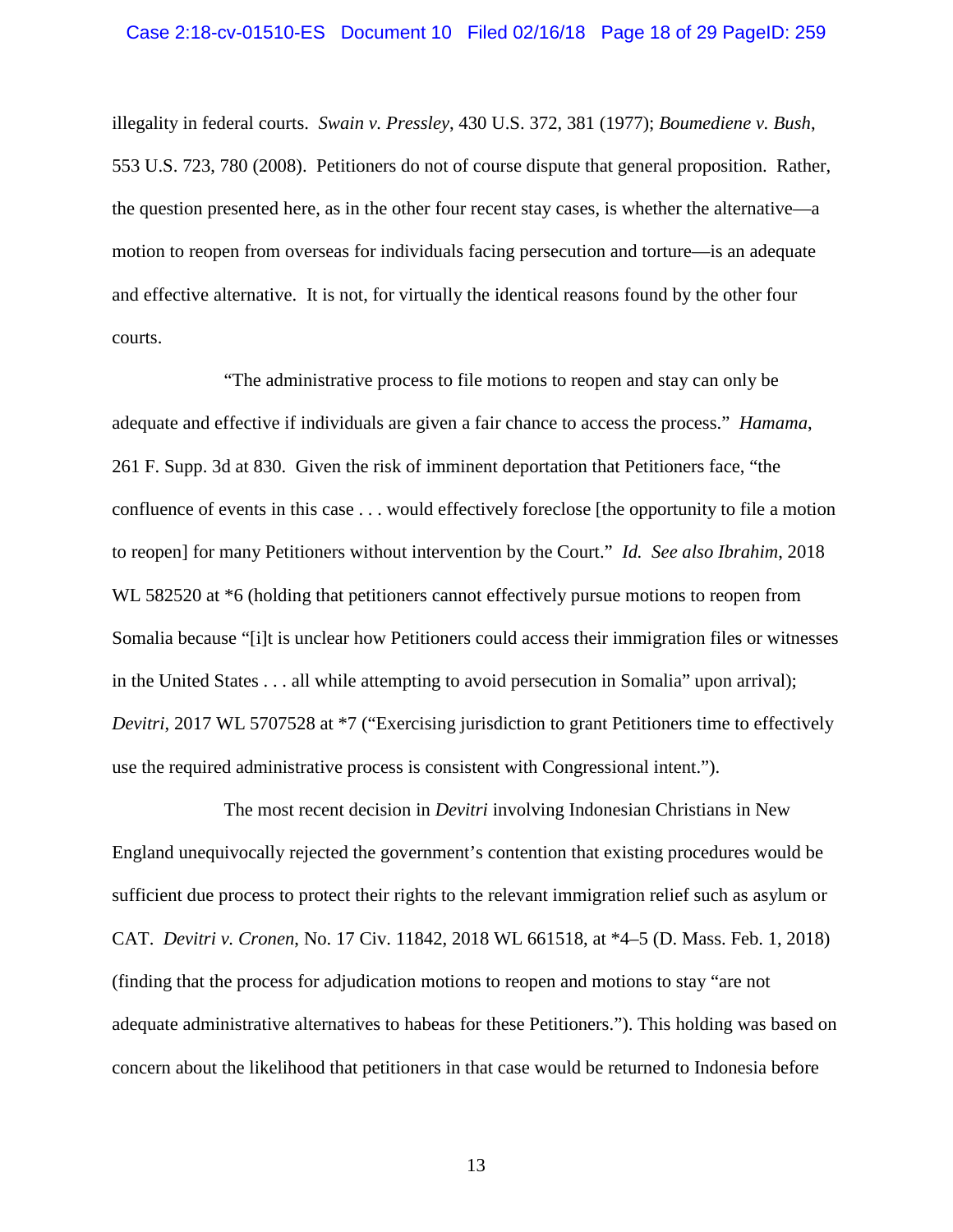illegality in federal courts. *Swain v. Pressley*, 430 U.S. 372, 381 (1977); *Boumediene v. Bush*, 553 U.S. 723, 780 (2008). Petitioners do not of course dispute that general proposition. Rather, the question presented here, as in the other four recent stay cases, is whether the alternative—a motion to reopen from overseas for individuals facing persecution and torture—is an adequate and effective alternative. It is not, for virtually the identical reasons found by the other four courts.

"The administrative process to file motions to reopen and stay can only be adequate and effective if individuals are given a fair chance to access the process." *Hamama*, 261 F. Supp. 3d at 830. Given the risk of imminent deportation that Petitioners face, "the confluence of events in this case . . . would effectively foreclose [the opportunity to file a motion to reopen] for many Petitioners without intervention by the Court." *Id. See also Ibrahim*, 2018 WL 582520 at *6 (holding that petitioners cannot effectively pursue motions to reopen from Somalia because "[i]t is unclear how Petitioners could access their immigration files or witnesses in the United States . . . all while attempting to avoid persecution in Somalia" upon arrival); *Devitri*, 2017 WL 5707528 at *7 ("Exercising jurisdiction to grant Petitioners time to effectively use the required administrative process is consistent with Congressional intent.").

The most recent decision in *Devitri* involving Indonesian Christians in New England unequivocally rejected the government's contention that existing procedures would be sufficient due process to protect their rights to the relevant immigration relief such as asylum or CAT. *Devitri v. Cronen*, No. 17 Civ. 11842, 2018 WL 661518, at *4–5 (D. Mass. Feb. 1, 2018) (finding that the process for adjudication motions to reopen and motions to stay "are not adequate administrative alternatives to habeas for these Petitioners."). This holding was based on concern about the likelihood that petitioners in that case would be returned to Indonesia before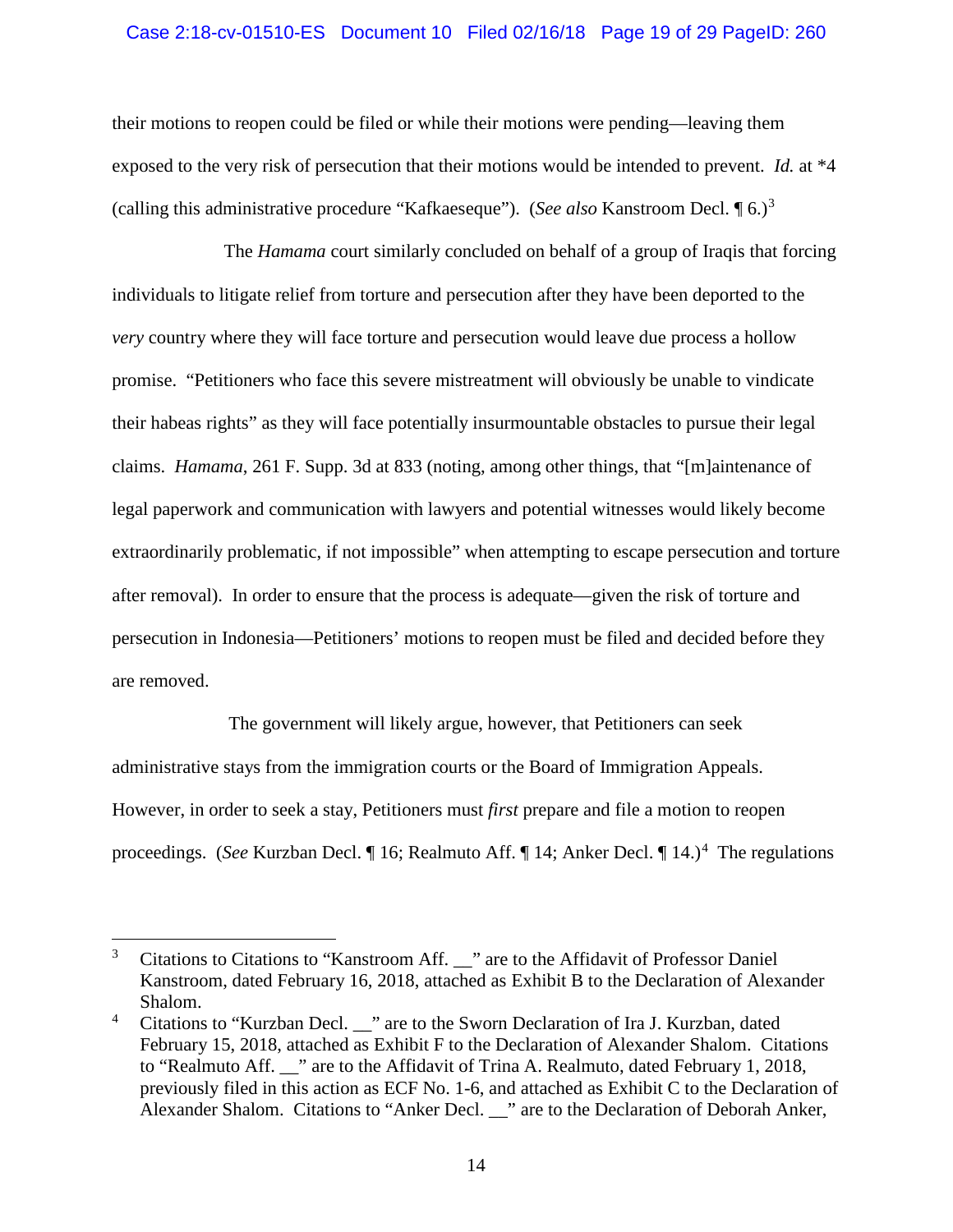their motions to reopen could be filed or while their motions were pending—leaving them exposed to the very risk of persecution that their motions would be intended to prevent. *Id.* at *4 (calling this administrative procedure "Kafkaeseque"). (*See also* Kanstroom Decl. ¶ 6.)[3]

The *Hamama* court similarly concluded on behalf of a group of Iraqis that forcing individuals to litigate relief from torture and persecution after they have been deported to the *very* country where they will face torture and persecution would leave due process a hollow promise. "Petitioners who face this severe mistreatment will obviously be unable to vindicate their habeas rights" as they will face potentially insurmountable obstacles to pursue their legal claims. *Hamama*, 261 F. Supp. 3d at 833 (noting, among other things, that "[m]aintenance of legal paperwork and communication with lawyers and potential witnesses would likely become extraordinarily problematic, if not impossible" when attempting to escape persecution and torture after removal). In order to ensure that the process is adequate—given the risk of torture and persecution in Indonesia—Petitioners' motions to reopen must be filed and decided before they are removed.

The government will likely argue, however, that Petitioners can seek administrative stays from the immigration courts or the Board of Immigration Appeals. However, in order to seek a stay, Petitioners must *first* prepare and file a motion to reopen proceedings. (*See* Kurzban Decl. ¶ 16; Realmuto Aff. ¶ 14; Anker Decl. ¶ 14.)[4] The regulations

---

[3] Citations to Citations to "Kanstroom Aff. __" are to the Affidavit of Professor Daniel Kanstroom, dated February 16, 2018, attached as Exhibit B to the Declaration of Alexander Shalom.

[4] Citations to "Kurzban Decl. __" are to the Sworn Declaration of Ira J. Kurzban, dated February 15, 2018, attached as Exhibit F to the Declaration of Alexander Shalom. Citations to "Realmuto Aff. __" are to the Affidavit of Trina A. Realmuto, dated February 1, 2018, previously filed in this action as ECF No. 1-6, and attached as Exhibit C to the Declaration of Alexander Shalom. Citations to "Anker Decl. __" are to the Declaration of Deborah Anker,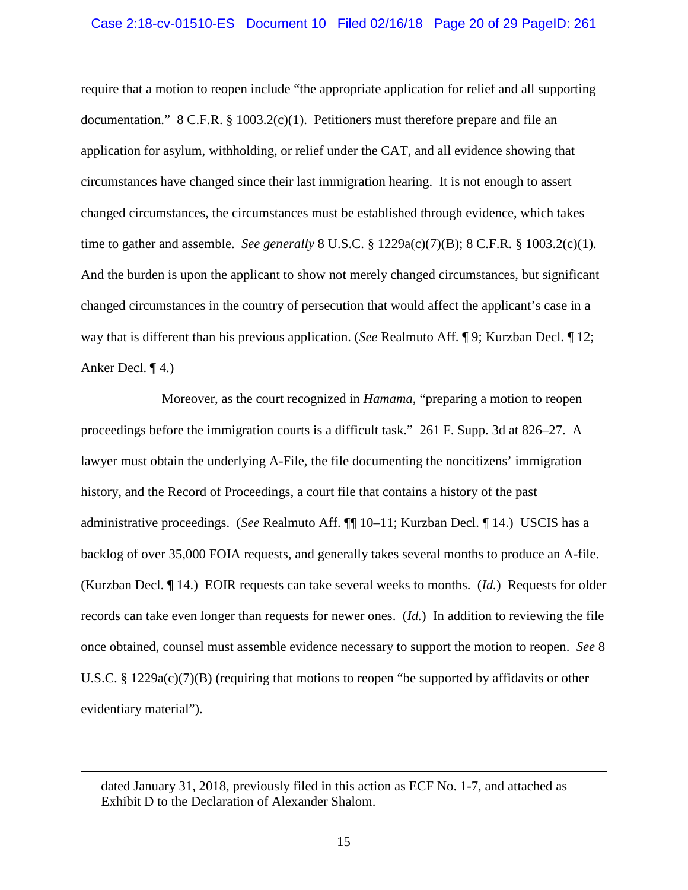require that a motion to reopen include "the appropriate application for relief and all supporting documentation." 8 C.F.R. § 1003.2(c)(1). Petitioners must therefore prepare and file an application for asylum, withholding, or relief under the CAT, and all evidence showing that circumstances have changed since their last immigration hearing. It is not enough to assert changed circumstances, the circumstances must be established through evidence, which takes time to gather and assemble. *See generally* 8 U.S.C. § 1229a(c)(7)(B); 8 C.F.R. § 1003.2(c)(1). And the burden is upon the applicant to show not merely changed circumstances, but significant changed circumstances in the country of persecution that would affect the applicant's case in a way that is different than his previous application. (*See* Realmuto Aff. ¶ 9; Kurzban Decl. ¶ 12; Anker Decl. ¶ 4.)

Moreover, as the court recognized in *Hamama*, "preparing a motion to reopen proceedings before the immigration courts is a difficult task." 261 F. Supp. 3d at 826–27. A lawyer must obtain the underlying A-File, the file documenting the noncitizens' immigration history, and the Record of Proceedings, a court file that contains a history of the past administrative proceedings. (*See* Realmuto Aff. ¶¶ 10–11; Kurzban Decl. ¶ 14.) USCIS has a backlog of over 35,000 FOIA requests, and generally takes several months to produce an A-file. (Kurzban Decl. ¶ 14.) EOIR requests can take several weeks to months. (*Id.*) Requests for older records can take even longer than requests for newer ones. (*Id.*) In addition to reviewing the file once obtained, counsel must assemble evidence necessary to support the motion to reopen. *See* 8 U.S.C. § 1229a(c)(7)(B) (requiring that motions to reopen "be supported by affidavits or other evidentiary material").

---

dated January 31, 2018, previously filed in this action as ECF No. 1-7, and attached as Exhibit D to the Declaration of Alexander Shalom.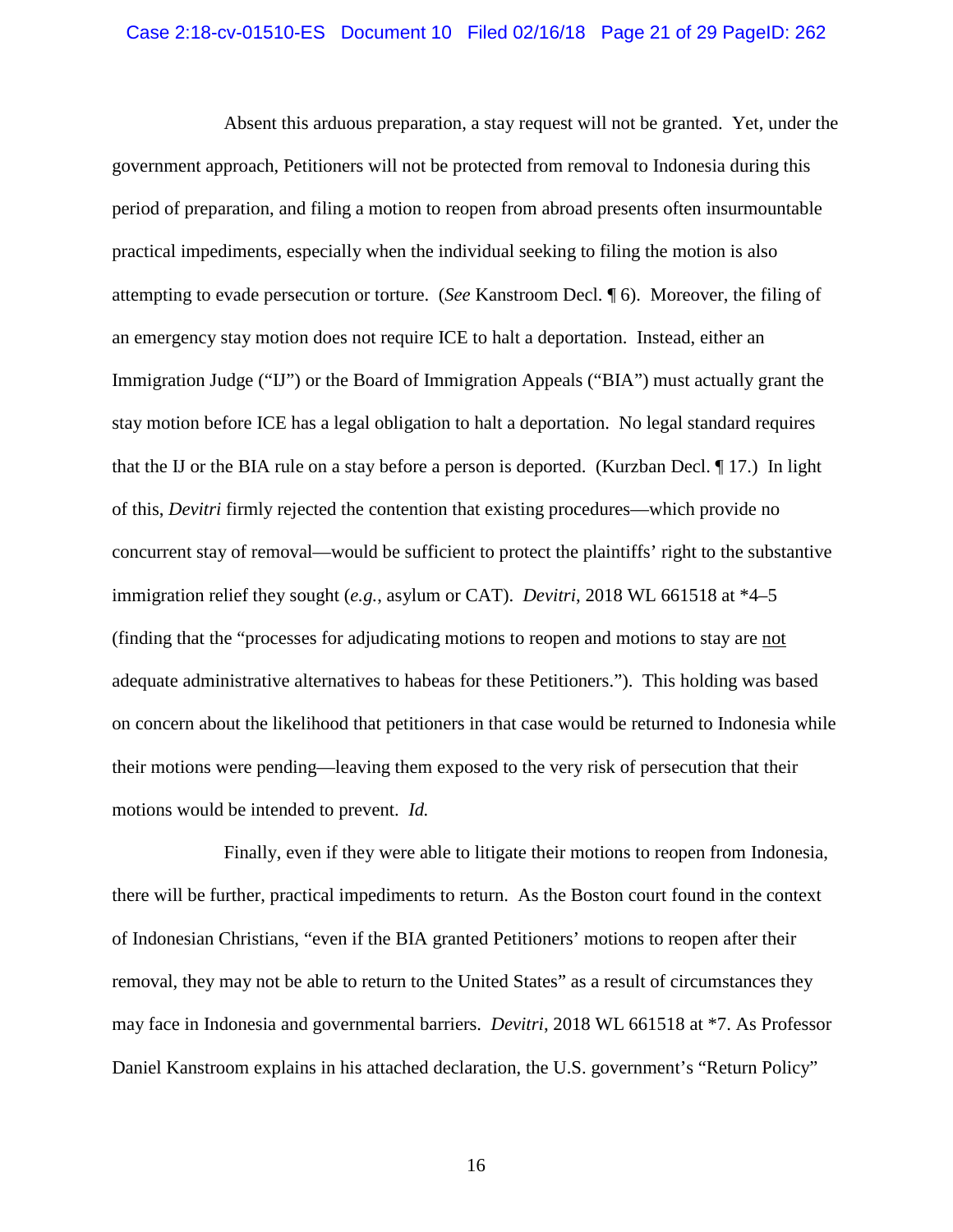Absent this arduous preparation, a stay request will not be granted. Yet, under the government approach, Petitioners will not be protected from removal to Indonesia during this period of preparation, and filing a motion to reopen from abroad presents often insurmountable practical impediments, especially when the individual seeking to filing the motion is also attempting to evade persecution or torture. (*See* Kanstroom Decl. ¶ 6). Moreover, the filing of an emergency stay motion does not require ICE to halt a deportation. Instead, either an Immigration Judge ("IJ") or the Board of Immigration Appeals ("BIA") must actually grant the stay motion before ICE has a legal obligation to halt a deportation. No legal standard requires that the IJ or the BIA rule on a stay before a person is deported. (Kurzban Decl. ¶ 17.) In light of this, *Devitri* firmly rejected the contention that existing procedures—which provide no concurrent stay of removal—would be sufficient to protect the plaintiffs' right to the substantive immigration relief they sought (*e.g.*, asylum or CAT). *Devitri*, 2018 WL 661518 at \*4–5 (finding that the "processes for adjudicating motions to reopen and motions to stay are <u>not</u> adequate administrative alternatives to habeas for these Petitioners."). This holding was based on concern about the likelihood that petitioners in that case would be returned to Indonesia while their motions were pending—leaving them exposed to the very risk of persecution that their motions would be intended to prevent. *Id.*

Finally, even if they were able to litigate their motions to reopen from Indonesia, there will be further, practical impediments to return. As the Boston court found in the context of Indonesian Christians, "even if the BIA granted Petitioners' motions to reopen after their removal, they may not be able to return to the United States" as a result of circumstances they may face in Indonesia and governmental barriers. *Devitri*, 2018 WL 661518 at \*7. As Professor Daniel Kanstroom explains in his attached declaration, the U.S. government's "Return Policy"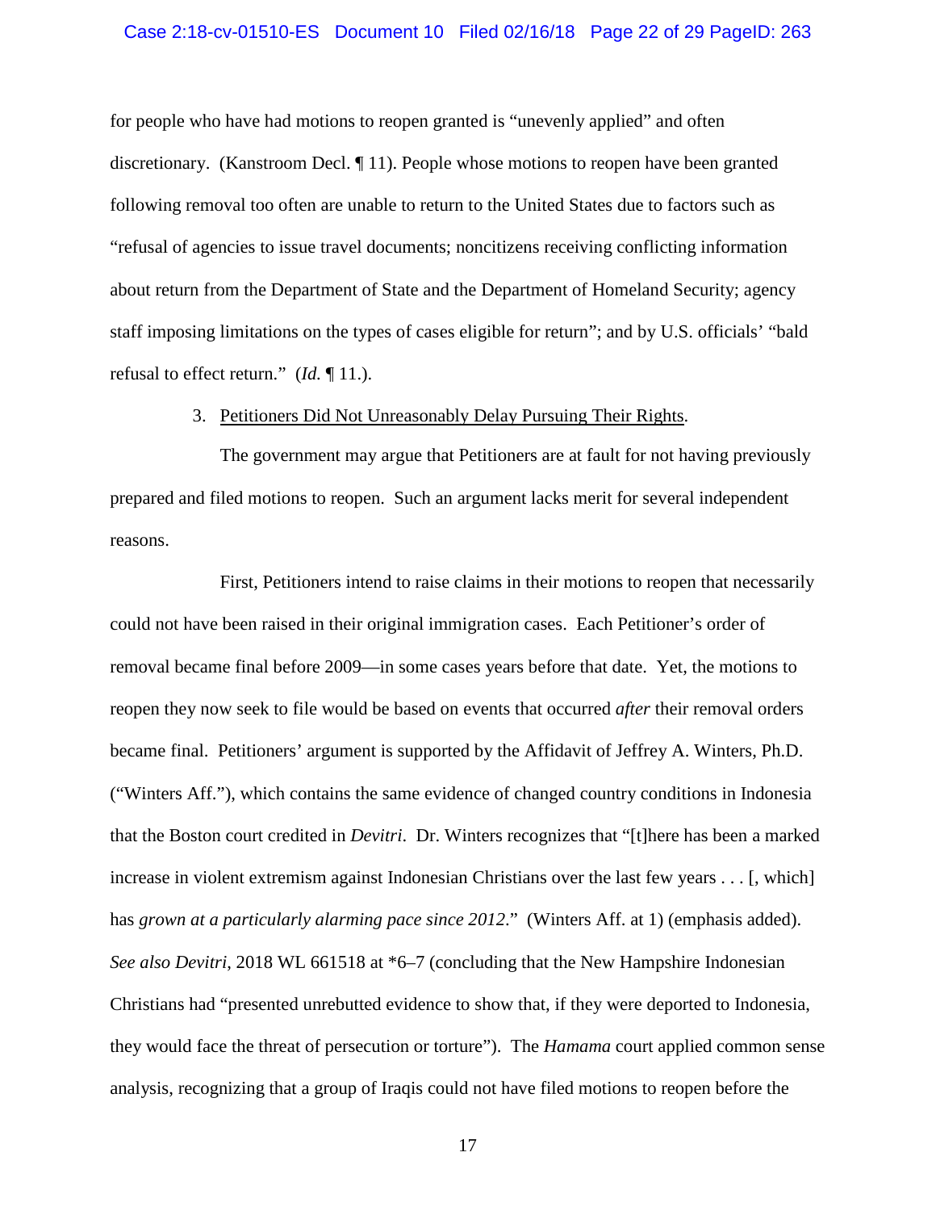for people who have had motions to reopen granted is "unevenly applied" and often discretionary. (Kanstroom Decl. ¶ 11). People whose motions to reopen have been granted following removal too often are unable to return to the United States due to factors such as "refusal of agencies to issue travel documents; noncitizens receiving conflicting information about return from the Department of State and the Department of Homeland Security; agency staff imposing limitations on the types of cases eligible for return"; and by U.S. officials' "bald refusal to effect return." (*Id.* ¶ 11.).

3. <u>Petitioners Did Not Unreasonably Delay Pursuing Their Rights</u>.

The government may argue that Petitioners are at fault for not having previously prepared and filed motions to reopen. Such an argument lacks merit for several independent reasons.

First, Petitioners intend to raise claims in their motions to reopen that necessarily could not have been raised in their original immigration cases. Each Petitioner's order of removal became final before 2009—in some cases years before that date. Yet, the motions to reopen they now seek to file would be based on events that occurred *after* their removal orders became final. Petitioners' argument is supported by the Affidavit of Jeffrey A. Winters, Ph.D. ("Winters Aff."), which contains the same evidence of changed country conditions in Indonesia that the Boston court credited in *Devitri*. Dr. Winters recognizes that "[t]here has been a marked increase in violent extremism against Indonesian Christians over the last few years . . . [, which] has *grown at a particularly alarming pace since 2012*." (Winters Aff. at 1) (emphasis added). *See also Devitri*, 2018 WL 661518 at *6–7 (concluding that the New Hampshire Indonesian Christians had "presented unrebutted evidence to show that, if they were deported to Indonesia, they would face the threat of persecution or torture"). The *Hamama* court applied common sense analysis, recognizing that a group of Iraqis could not have filed motions to reopen before the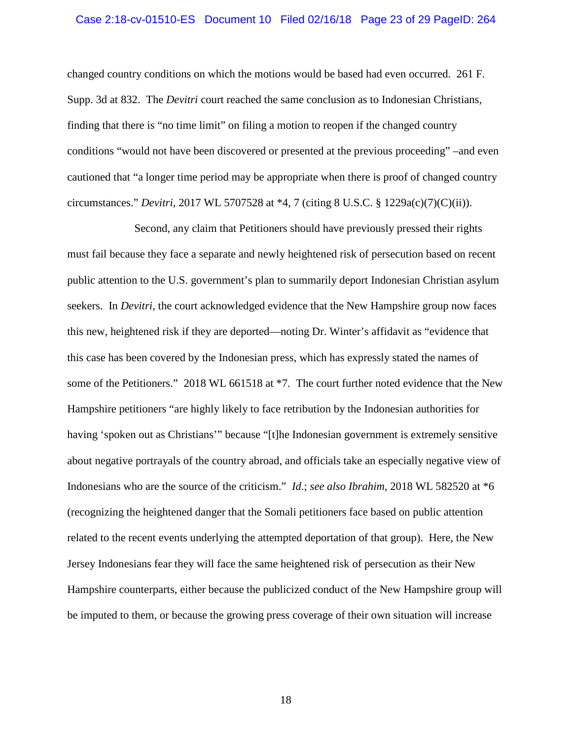changed country conditions on which the motions would be based had even occurred. 261 F. Supp. 3d at 832. The *Devitri* court reached the same conclusion as to Indonesian Christians, finding that there is "no time limit" on filing a motion to reopen if the changed country conditions "would not have been discovered or presented at the previous proceeding" –and even cautioned that "a longer time period may be appropriate when there is proof of changed country circumstances." *Devitri*, 2017 WL 5707528 at *4, 7 (citing 8 U.S.C. § 1229a(c)(7)(C)(ii)).

Second, any claim that Petitioners should have previously pressed their rights must fail because they face a separate and newly heightened risk of persecution based on recent public attention to the U.S. government's plan to summarily deport Indonesian Christian asylum seekers. In *Devitri*, the court acknowledged evidence that the New Hampshire group now faces this new, heightened risk if they are deported—noting Dr. Winter's affidavit as "evidence that this case has been covered by the Indonesian press, which has expressly stated the names of some of the Petitioners." 2018 WL 661518 at *7. The court further noted evidence that the New Hampshire petitioners "are highly likely to face retribution by the Indonesian authorities for having 'spoken out as Christians'" because "[t]he Indonesian government is extremely sensitive about negative portrayals of the country abroad, and officials take an especially negative view of Indonesians who are the source of the criticism." *Id.*; *see also Ibrahim*, 2018 WL 582520 at *6 (recognizing the heightened danger that the Somali petitioners face based on public attention related to the recent events underlying the attempted deportation of that group). Here, the New Jersey Indonesians fear they will face the same heightened risk of persecution as their New Hampshire counterparts, either because the publicized conduct of the New Hampshire group will be imputed to them, or because the growing press coverage of their own situation will increase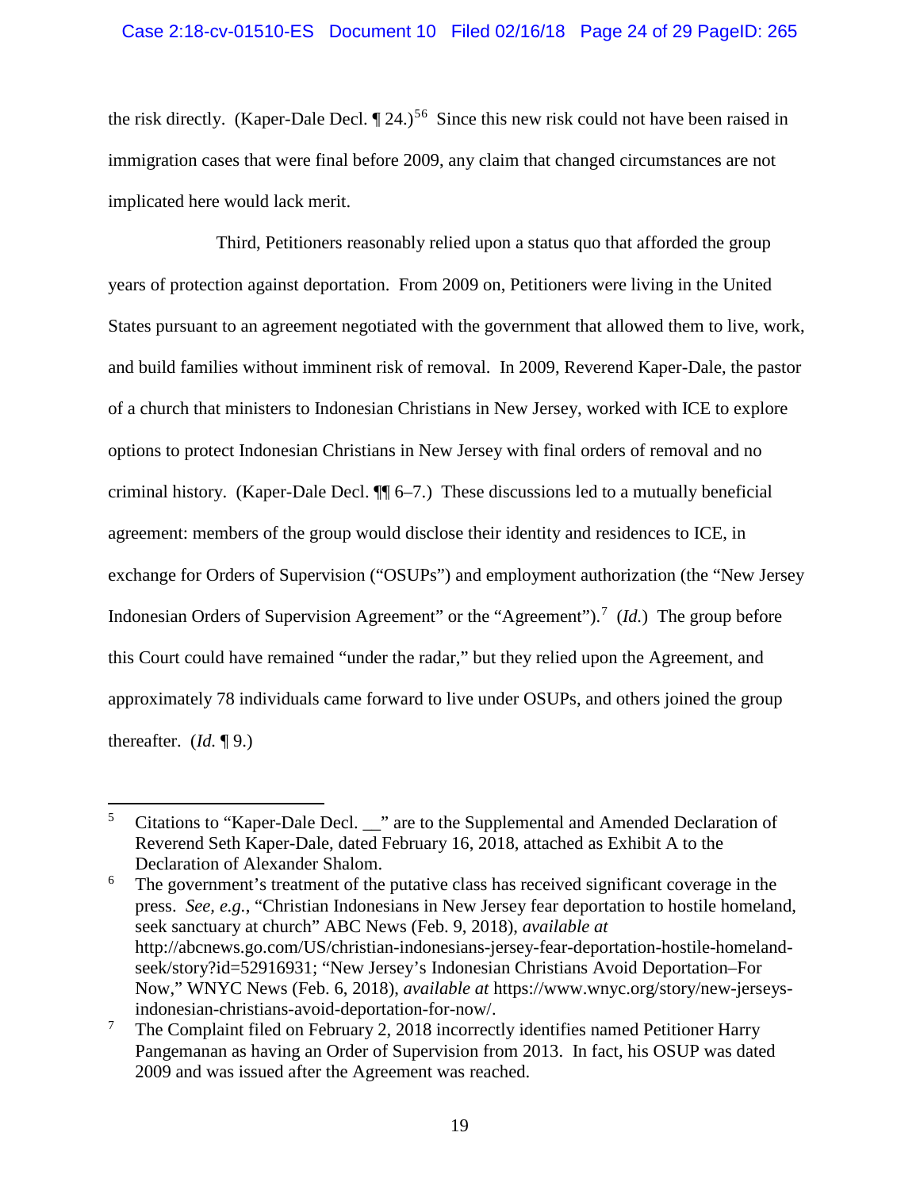the risk directly. (Kaper-Dale Decl. ¶ 24.)[5][6] Since this new risk could not have been raised in immigration cases that were final before 2009, any claim that changed circumstances are not implicated here would lack merit.

Third, Petitioners reasonably relied upon a status quo that afforded the group years of protection against deportation. From 2009 on, Petitioners were living in the United States pursuant to an agreement negotiated with the government that allowed them to live, work, and build families without imminent risk of removal. In 2009, Reverend Kaper-Dale, the pastor of a church that ministers to Indonesian Christians in New Jersey, worked with ICE to explore options to protect Indonesian Christians in New Jersey with final orders of removal and no criminal history. (Kaper-Dale Decl. ¶¶ 6–7.) These discussions led to a mutually beneficial agreement: members of the group would disclose their identity and residences to ICE, in exchange for Orders of Supervision ("OSUPs") and employment authorization (the "New Jersey Indonesian Orders of Supervision Agreement" or the "Agreement").[7] (*Id.*) The group before this Court could have remained "under the radar," but they relied upon the Agreement, and approximately 78 individuals came forward to live under OSUPs, and others joined the group thereafter. (*Id.* ¶ 9.)

---

[5] Citations to "Kaper-Dale Decl. __" are to the Supplemental and Amended Declaration of Reverend Seth Kaper-Dale, dated February 16, 2018, attached as Exhibit A to the Declaration of Alexander Shalom.

[6] The government's treatment of the putative class has received significant coverage in the press. *See, e.g.*, "Christian Indonesians in New Jersey fear deportation to hostile homeland, seek sanctuary at church" ABC News (Feb. 9, 2018), *available at* http://abcnews.go.com/US/christian-indonesians-jersey-fear-deportation-hostile-homeland-seek/story?id=52916931; "New Jersey's Indonesian Christians Avoid Deportation–For Now," WNYC News (Feb. 6, 2018), *available at* https://www.wnyc.org/story/new-jerseys-indonesian-christians-avoid-deportation-for-now/.

[7] The Complaint filed on February 2, 2018 incorrectly identifies named Petitioner Harry Pangemanan as having an Order of Supervision from 2013. In fact, his OSUP was dated 2009 and was issued after the Agreement was reached.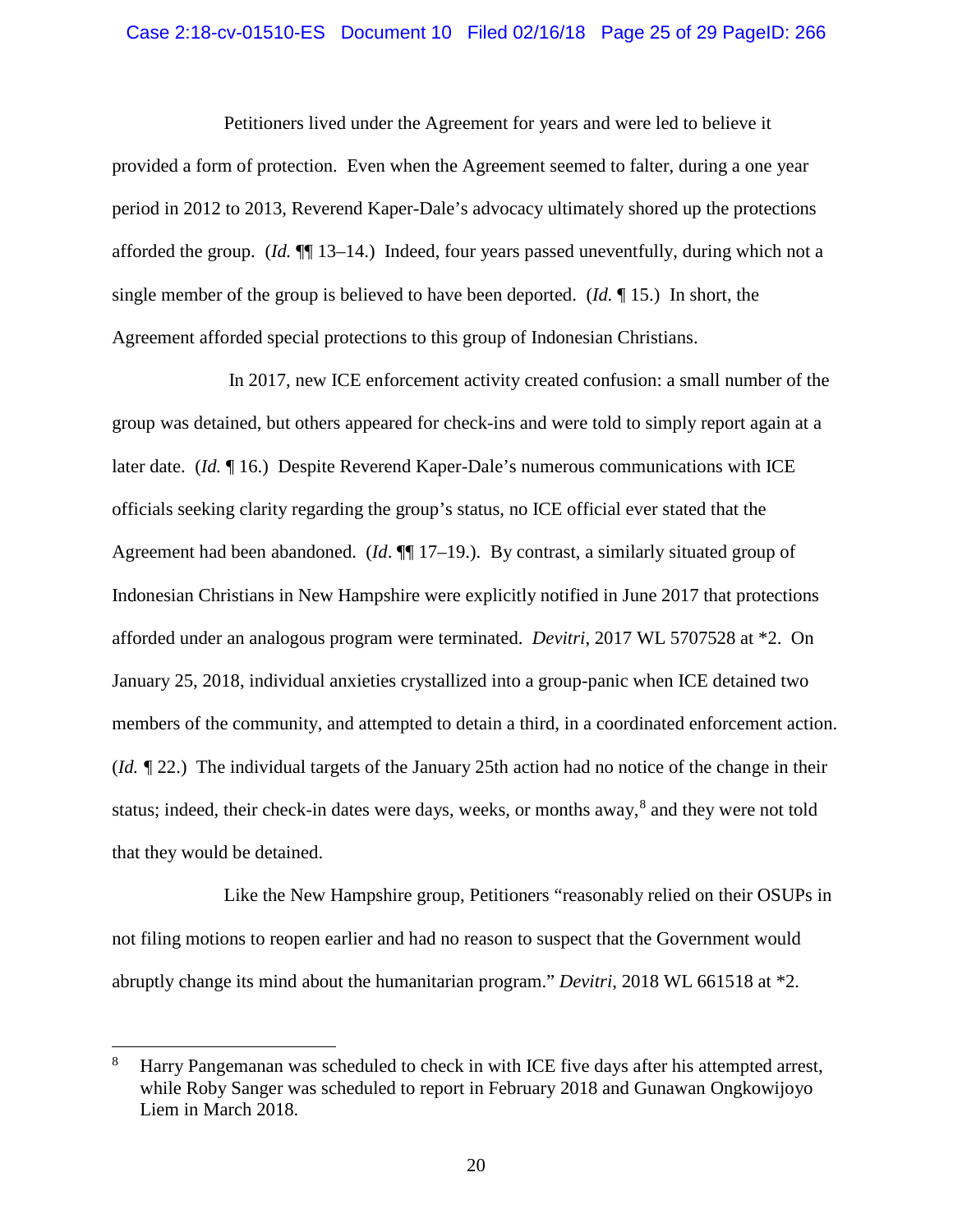Petitioners lived under the Agreement for years and were led to believe it provided a form of protection. Even when the Agreement seemed to falter, during a one year period in 2012 to 2013, Reverend Kaper-Dale's advocacy ultimately shored up the protections afforded the group. (*Id.* ¶¶ 13–14.) Indeed, four years passed uneventfully, during which not a single member of the group is believed to have been deported. (*Id.* ¶ 15.) In short, the Agreement afforded special protections to this group of Indonesian Christians.

In 2017, new ICE enforcement activity created confusion: a small number of the group was detained, but others appeared for check-ins and were told to simply report again at a later date. (*Id.* ¶ 16.) Despite Reverend Kaper-Dale's numerous communications with ICE officials seeking clarity regarding the group's status, no ICE official ever stated that the Agreement had been abandoned. (*Id*. ¶¶ 17–19.). By contrast, a similarly situated group of Indonesian Christians in New Hampshire were explicitly notified in June 2017 that protections afforded under an analogous program were terminated. *Devitri*, 2017 WL 5707528 at *2. On January 25, 2018, individual anxieties crystallized into a group-panic when ICE detained two members of the community, and attempted to detain a third, in a coordinated enforcement action. (*Id.* ¶ 22.) The individual targets of the January 25th action had no notice of the change in their status; indeed, their check-in dates were days, weeks, or months away,[8] and they were not told that they would be detained.

Like the New Hampshire group, Petitioners "reasonably relied on their OSUPs in not filing motions to reopen earlier and had no reason to suspect that the Government would abruptly change its mind about the humanitarian program." *Devitri*, 2018 WL 661518 at *2.

---

[8] Harry Pangemanan was scheduled to check in with ICE five days after his attempted arrest, while Roby Sanger was scheduled to report in February 2018 and Gunawan Ongkowijoyo Liem in March 2018.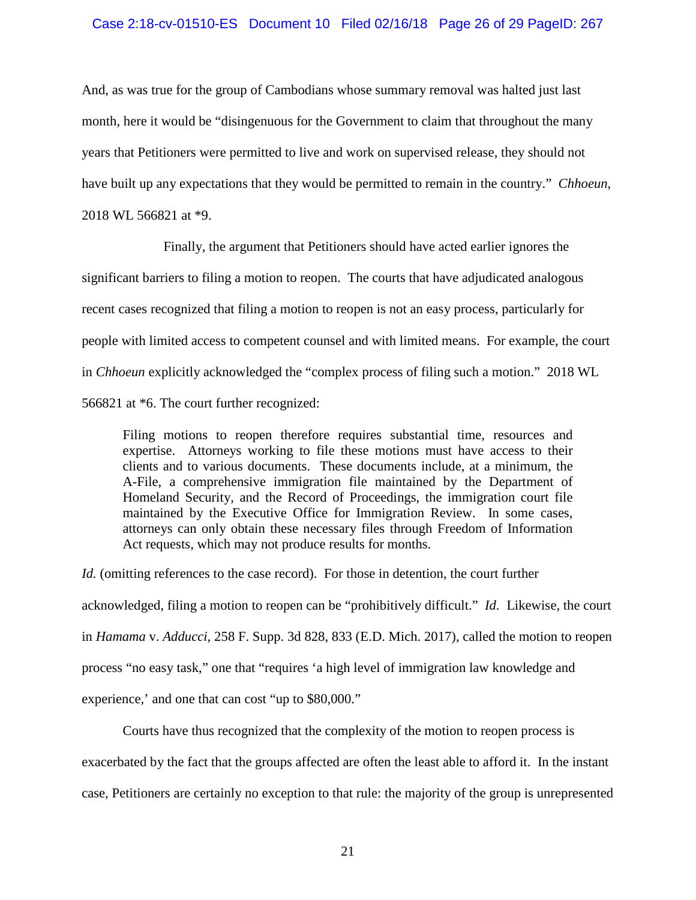And, as was true for the group of Cambodians whose summary removal was halted just last month, here it would be "disingenuous for the Government to claim that throughout the many years that Petitioners were permitted to live and work on supervised release, they should not have built up any expectations that they would be permitted to remain in the country." *Chhoeun*, 2018 WL 566821 at *9.

Finally, the argument that Petitioners should have acted earlier ignores the significant barriers to filing a motion to reopen. The courts that have adjudicated analogous recent cases recognized that filing a motion to reopen is not an easy process, particularly for people with limited access to competent counsel and with limited means. For example, the court in *Chhoeun* explicitly acknowledged the "complex process of filing such a motion." 2018 WL 566821 at *6. The court further recognized:

> Filing motions to reopen therefore requires substantial time, resources and expertise. Attorneys working to file these motions must have access to their clients and to various documents. These documents include, at a minimum, the A-File, a comprehensive immigration file maintained by the Department of Homeland Security, and the Record of Proceedings, the immigration court file maintained by the Executive Office for Immigration Review. In some cases, attorneys can only obtain these necessary files through Freedom of Information Act requests, which may not produce results for months.

*Id.* (omitting references to the case record). For those in detention, the court further acknowledged, filing a motion to reopen can be "prohibitively difficult." *Id.* Likewise, the court in *Hamama* v. *Adducci*, 258 F. Supp. 3d 828, 833 (E.D. Mich. 2017), called the motion to reopen process "no easy task," one that "requires 'a high level of immigration law knowledge and experience,' and one that can cost "up to $80,000."

Courts have thus recognized that the complexity of the motion to reopen process is exacerbated by the fact that the groups affected are often the least able to afford it. In the instant case, Petitioners are certainly no exception to that rule: the majority of the group is unrepresented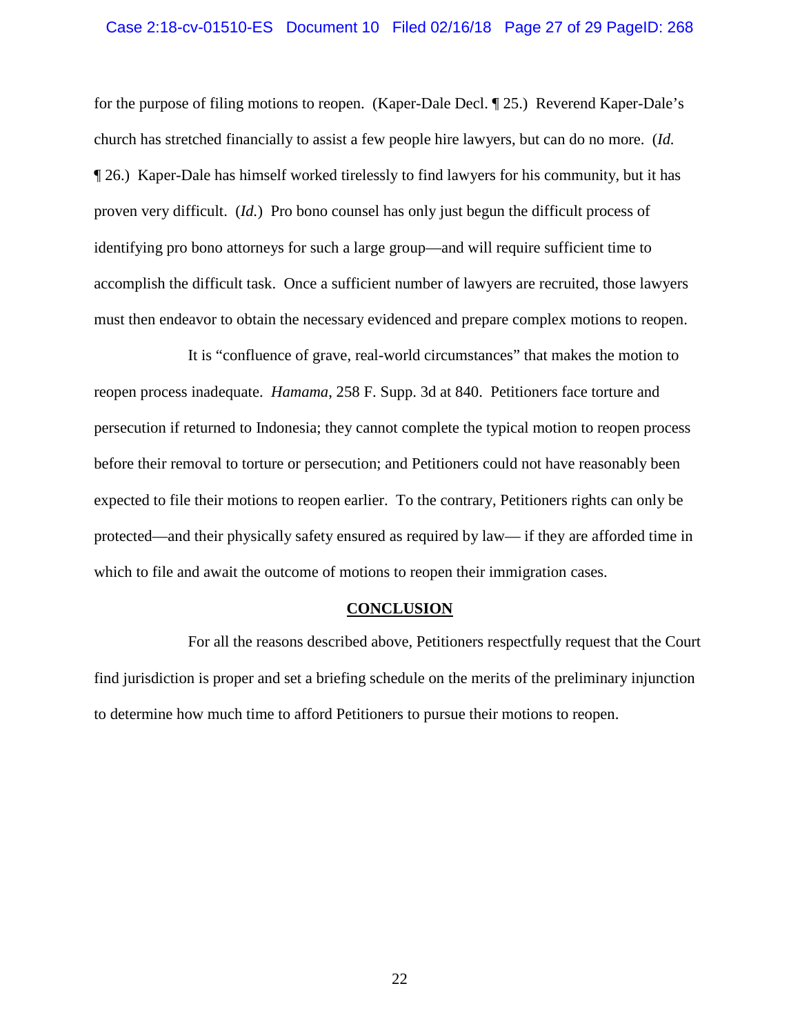for the purpose of filing motions to reopen. (Kaper-Dale Decl. ¶ 25.) Reverend Kaper-Dale's church has stretched financially to assist a few people hire lawyers, but can do no more. (*Id.* ¶ 26.) Kaper-Dale has himself worked tirelessly to find lawyers for his community, but it has proven very difficult. (*Id.*) Pro bono counsel has only just begun the difficult process of identifying pro bono attorneys for such a large group—and will require sufficient time to accomplish the difficult task. Once a sufficient number of lawyers are recruited, those lawyers must then endeavor to obtain the necessary evidenced and prepare complex motions to reopen.

It is "confluence of grave, real-world circumstances" that makes the motion to reopen process inadequate. *Hamama*, 258 F. Supp. 3d at 840. Petitioners face torture and persecution if returned to Indonesia; they cannot complete the typical motion to reopen process before their removal to torture or persecution; and Petitioners could not have reasonably been expected to file their motions to reopen earlier. To the contrary, Petitioners rights can only be protected—and their physically safety ensured as required by law— if they are afforded time in which to file and await the outcome of motions to reopen their immigration cases.

## CONCLUSION

For all the reasons described above, Petitioners respectfully request that the Court find jurisdiction is proper and set a briefing schedule on the merits of the preliminary injunction to determine how much time to afford Petitioners to pursue their motions to reopen.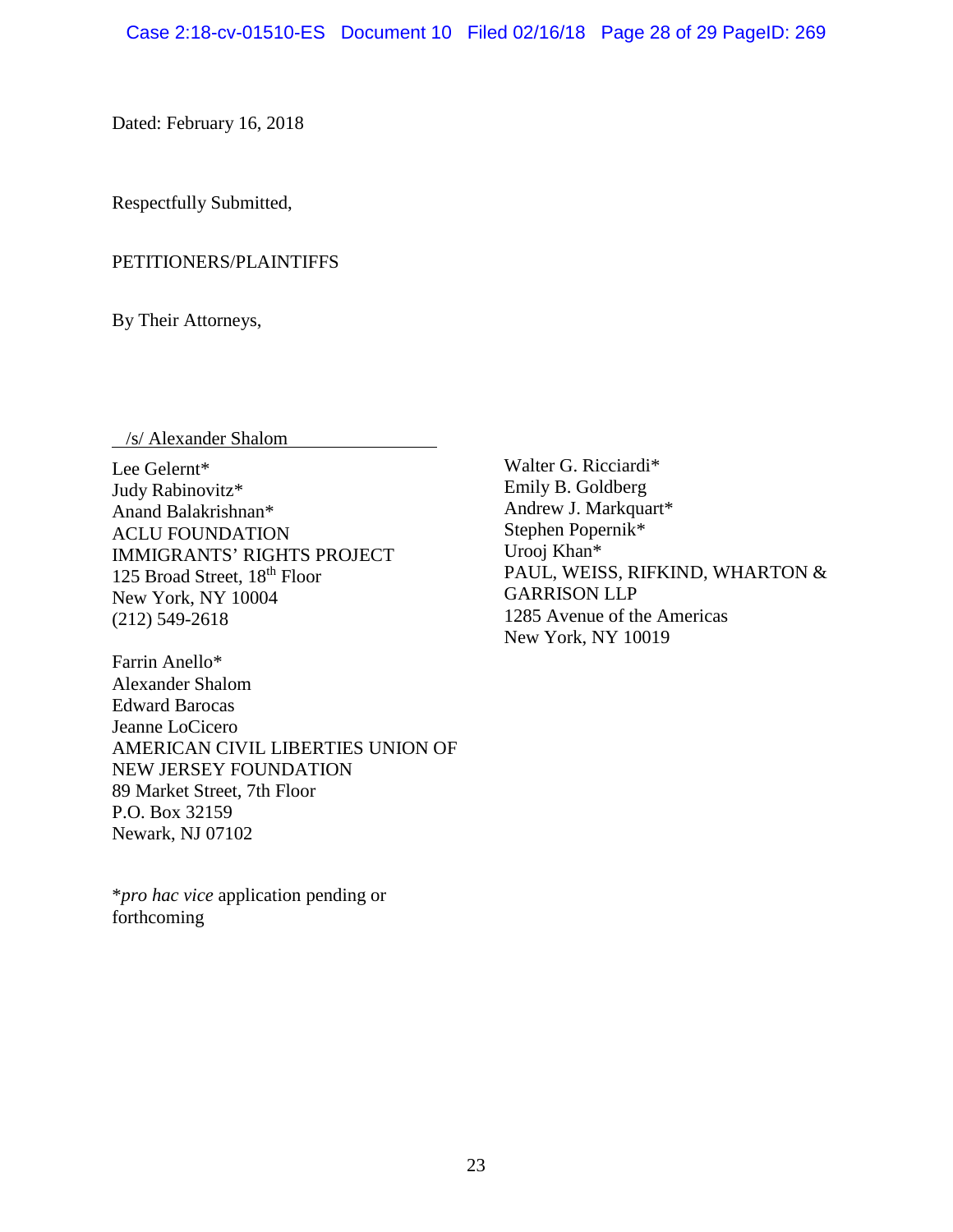Dated: February 16, 2018

Respectfully Submitted,

PETITIONERS/PLAINTIFFS

By Their Attorneys,

/s/ Alexander Shalom

Lee Gelernt*
Judy Rabinovitz*
Anand Balakrishnan*
ACLU FOUNDATION
IMMIGRANTS' RIGHTS PROJECT
125 Broad Street, 18th Floor
New York, NY 10004
(212) 549-2618

Farrin Anello*
Alexander Shalom
Edward Barocas
Jeanne LoCicero
AMERICAN CIVIL LIBERTIES UNION OF
NEW JERSEY FOUNDATION
89 Market Street, 7th Floor
P.O. Box 32159
Newark, NJ 07102

Walter G. Ricciardi*
Emily B. Goldberg
Andrew J. Markquart*
Stephen Popernik*
Urooj Khan*
PAUL, WEISS, RIFKIND, WHARTON &
GARRISON LLP
1285 Avenue of the Americas
New York, NY 10019

**pro hac vice* application pending or forthcoming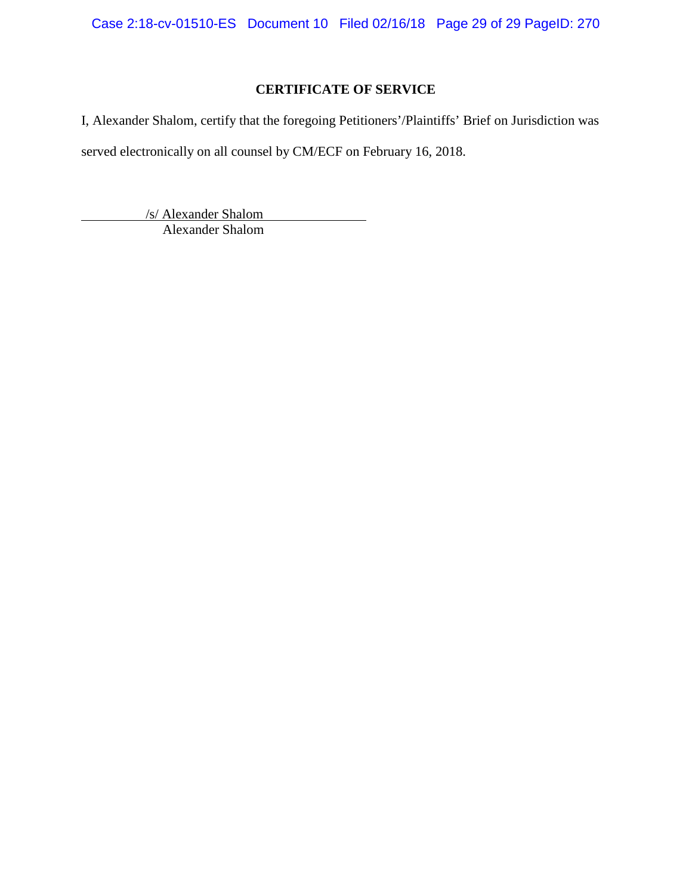## CERTIFICATE OF SERVICE

I, Alexander Shalom, certify that the foregoing Petitioners'/Plaintiffs' Brief on Jurisdiction was served electronically on all counsel by CM/ECF on February 16, 2018.

/s/ Alexander Shalom
Alexander Shalom